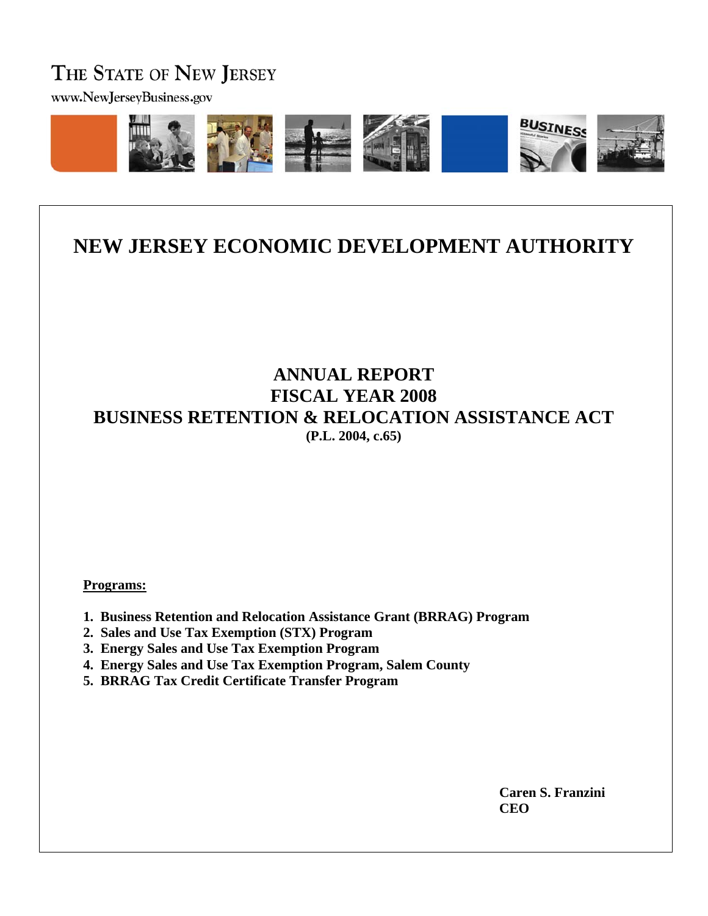THE STATE OF NEW JERSEY

www.NewJerseyBusiness.gov

# NEW JERSEY ECONOMIC DEVELOPMENT AUTHORITY

## ANNUAL REPORT
## FISCAL YEAR 2008
## BUSINESS RETENTION & RELOCATION ASSISTANCE ACT

**(P.L. 2004, c.65)**

**Programs:**

1. **Business Retention and Relocation Assistance Grant (BRRAG) Program**
2. **Sales and Use Tax Exemption (STX) Program**
3. **Energy Sales and Use Tax Exemption Program**
4. **Energy Sales and Use Tax Exemption Program, Salem County**
5. **BRRAG Tax Credit Certificate Transfer Program**

**Caren S. Franzini**
**CEO**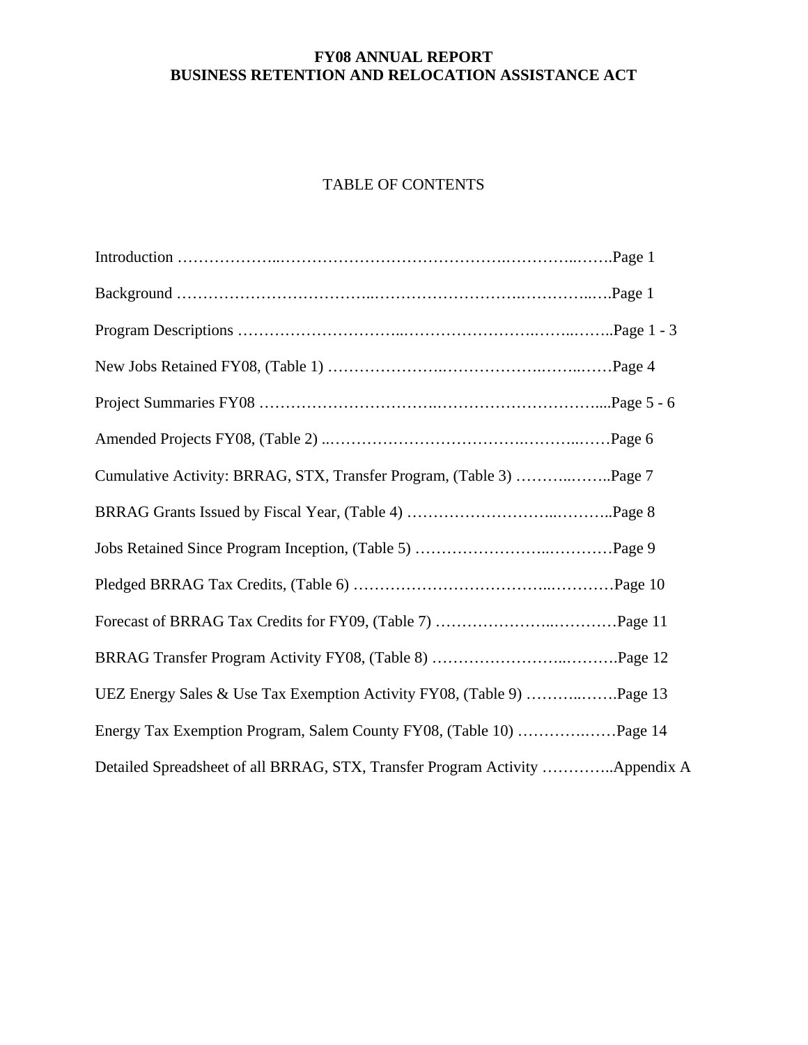# FY08 ANNUAL REPORT
# BUSINESS RETENTION AND RELOCATION ASSISTANCE ACT

## TABLE OF CONTENTS

Introduction ……………………………………………………………………………Page 1

Background ……………………………………………………………………………Page 1

Program Descriptions …………………………………………………………………..Page 1 - 3

New Jobs Retained FY08, (Table 1) ……………………………………………………Page 4

Project Summaries FY08 ………………………………………………………………....Page 5 - 6

Amended Projects FY08, (Table 2) ..……………………………………………………Page 6

Cumulative Activity: BRRAG, STX, Transfer Program, (Table 3) ………………..Page 7

BRRAG Grants Issued by Fiscal Year, (Table 4) ……………………………………..Page 8

Jobs Retained Since Program Inception, (Table 5) ……………………………………Page 9

Pledged BRRAG Tax Credits, (Table 6) ………………………………………………Page 10

Forecast of BRRAG Tax Credits for FY09, (Table 7) …………………………………Page 11

BRRAG Transfer Program Activity FY08, (Table 8) …………………………………Page 12

UEZ Energy Sales & Use Tax Exemption Activity FY08, (Table 9) ………………Page 13

Energy Tax Exemption Program, Salem County FY08, (Table 10) …………………Page 14

Detailed Spreadsheet of all BRRAG, STX, Transfer Program Activity …………..Appendix A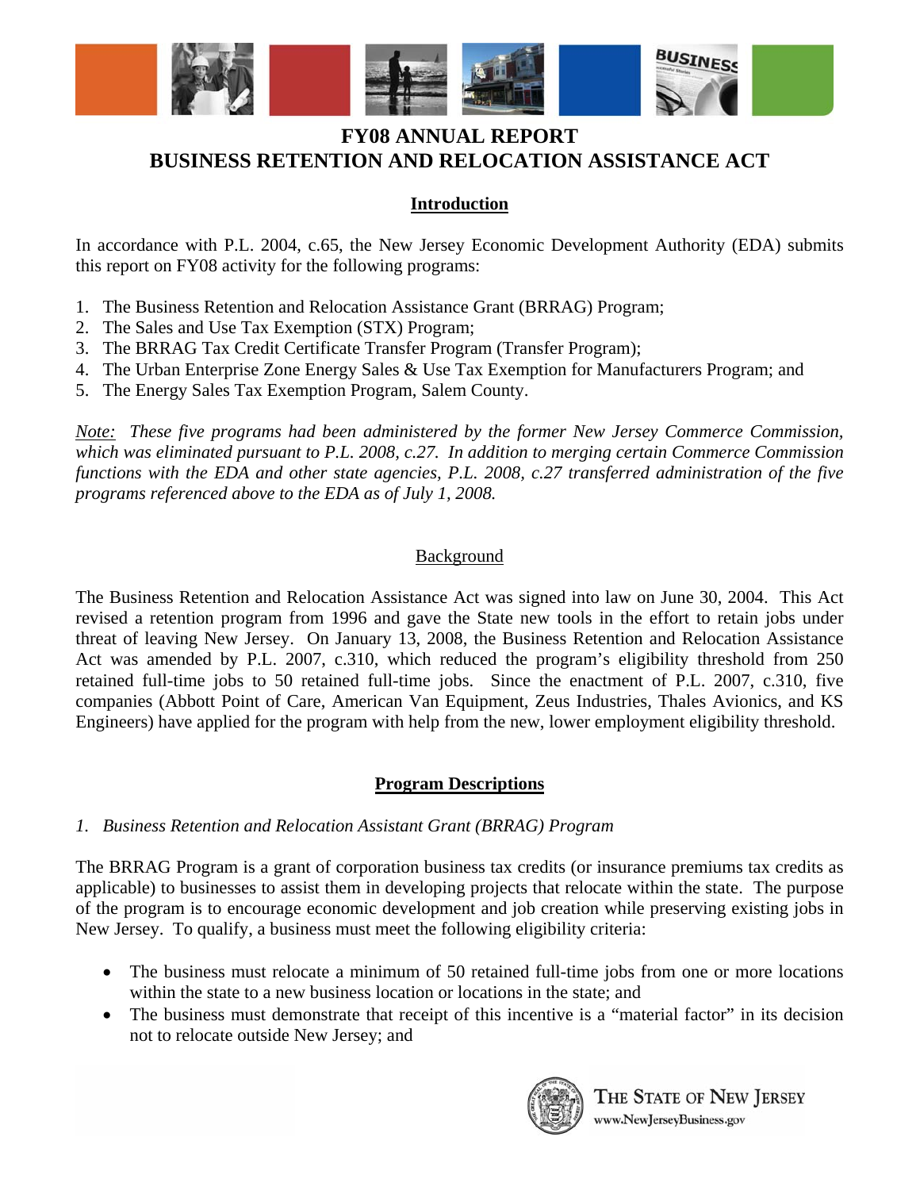# FY08 ANNUAL REPORT
# BUSINESS RETENTION AND RELOCATION ASSISTANCE ACT

## Introduction

In accordance with P.L. 2004, c.65, the New Jersey Economic Development Authority (EDA) submits this report on FY08 activity for the following programs:

1. The Business Retention and Relocation Assistance Grant (BRRAG) Program;
2. The Sales and Use Tax Exemption (STX) Program;
3. The BRRAG Tax Credit Certificate Transfer Program (Transfer Program);
4. The Urban Enterprise Zone Energy Sales & Use Tax Exemption for Manufacturers Program; and
5. The Energy Sales Tax Exemption Program, Salem County.

*Note: These five programs had been administered by the former New Jersey Commerce Commission, which was eliminated pursuant to P.L. 2008, c.27. In addition to merging certain Commerce Commission functions with the EDA and other state agencies, P.L. 2008, c.27 transferred administration of the five programs referenced above to the EDA as of July 1, 2008.*

## Background

The Business Retention and Relocation Assistance Act was signed into law on June 30, 2004. This Act revised a retention program from 1996 and gave the State new tools in the effort to retain jobs under threat of leaving New Jersey. On January 13, 2008, the Business Retention and Relocation Assistance Act was amended by P.L. 2007, c.310, which reduced the program's eligibility threshold from 250 retained full-time jobs to 50 retained full-time jobs. Since the enactment of P.L. 2007, c.310, five companies (Abbott Point of Care, American Van Equipment, Zeus Industries, Thales Avionics, and KS Engineers) have applied for the program with help from the new, lower employment eligibility threshold.

## Program Descriptions

### *1. Business Retention and Relocation Assistant Grant (BRRAG) Program*

The BRRAG Program is a grant of corporation business tax credits (or insurance premiums tax credits as applicable) to businesses to assist them in developing projects that relocate within the state. The purpose of the program is to encourage economic development and job creation while preserving existing jobs in New Jersey. To qualify, a business must meet the following eligibility criteria:

- The business must relocate a minimum of 50 retained full-time jobs from one or more locations within the state to a new business location or locations in the state; and
- The business must demonstrate that receipt of this incentive is a "material factor" in its decision not to relocate outside New Jersey; and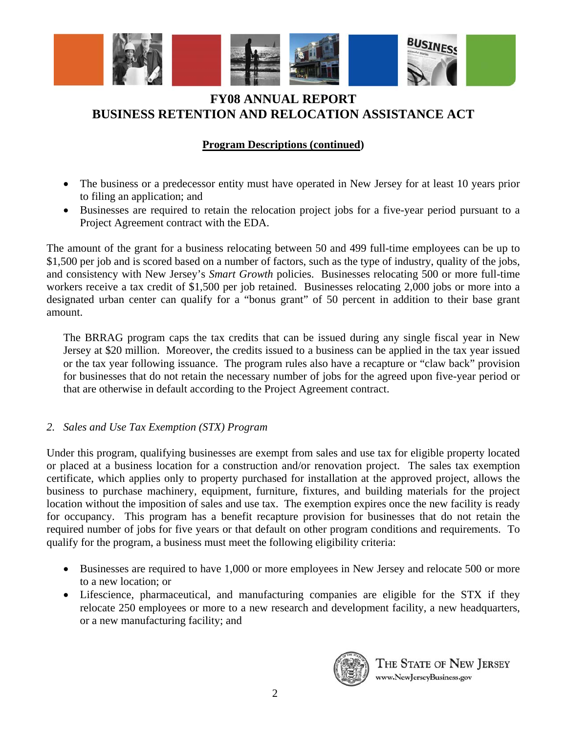# FY08 ANNUAL REPORT
# BUSINESS RETENTION AND RELOCATION ASSISTANCE ACT

**Program Descriptions (continued)**

- The business or a predecessor entity must have operated in New Jersey for at least 10 years prior to filing an application; and
- Businesses are required to retain the relocation project jobs for a five-year period pursuant to a Project Agreement contract with the EDA.

The amount of the grant for a business relocating between 50 and 499 full-time employees can be up to $1,500 per job and is scored based on a number of factors, such as the type of industry, quality of the jobs, and consistency with New Jersey's *Smart Growth* policies. Businesses relocating 500 or more full-time workers receive a tax credit of $1,500 per job retained. Businesses relocating 2,000 jobs or more into a designated urban center can qualify for a "bonus grant" of 50 percent in addition to their base grant amount.

The BRRAG program caps the tax credits that can be issued during any single fiscal year in New Jersey at $20 million. Moreover, the credits issued to a business can be applied in the tax year issued or the tax year following issuance. The program rules also have a recapture or "claw back" provision for businesses that do not retain the necessary number of jobs for the agreed upon five-year period or that are otherwise in default according to the Project Agreement contract.

*2. Sales and Use Tax Exemption (STX) Program*

Under this program, qualifying businesses are exempt from sales and use tax for eligible property located or placed at a business location for a construction and/or renovation project. The sales tax exemption certificate, which applies only to property purchased for installation at the approved project, allows the business to purchase machinery, equipment, furniture, fixtures, and building materials for the project location without the imposition of sales and use tax. The exemption expires once the new facility is ready for occupancy. This program has a benefit recapture provision for businesses that do not retain the required number of jobs for five years or that default on other program conditions and requirements. To qualify for the program, a business must meet the following eligibility criteria:

- Businesses are required to have 1,000 or more employees in New Jersey and relocate 500 or more to a new location; or
- Lifescience, pharmaceutical, and manufacturing companies are eligible for the STX if they relocate 250 employees or more to a new research and development facility, a new headquarters, or a new manufacturing facility; and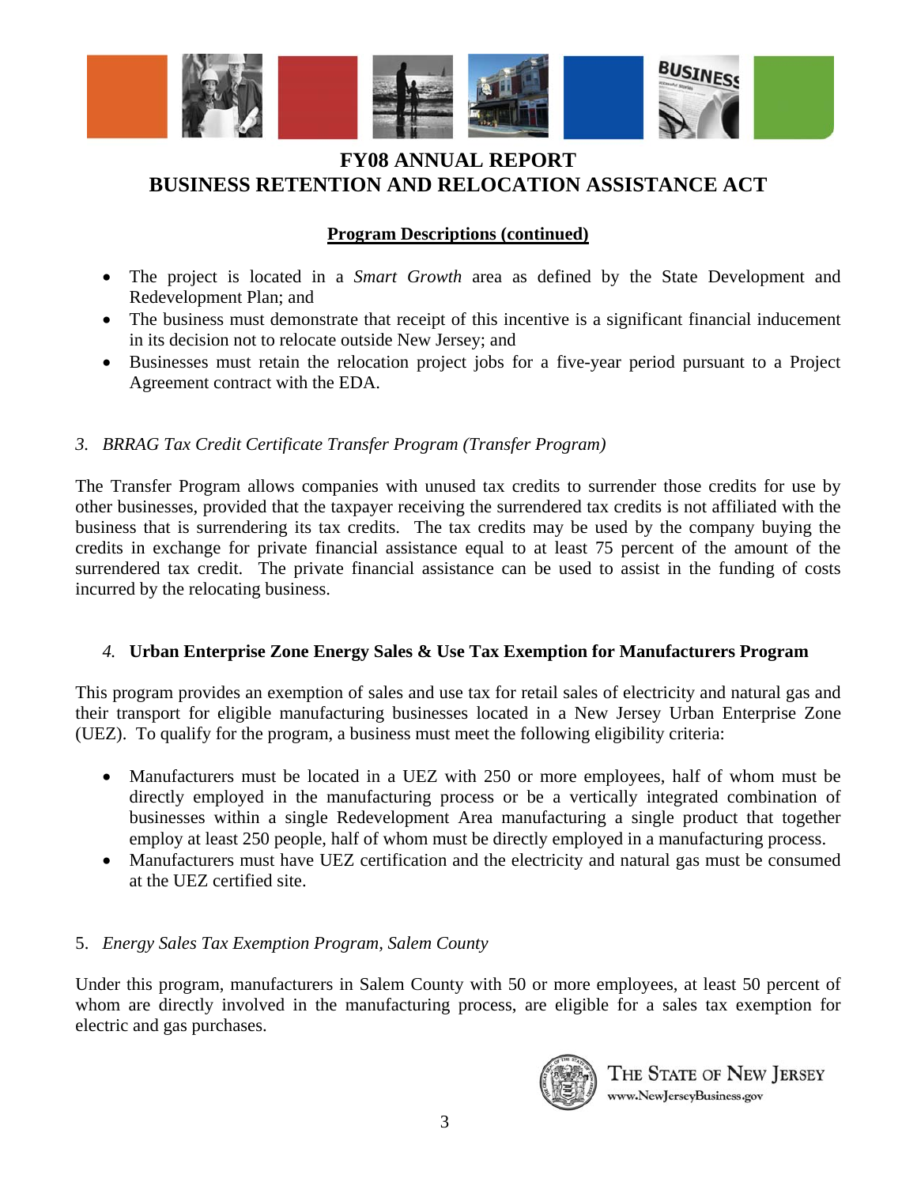**FY08 ANNUAL REPORT**
**BUSINESS RETENTION AND RELOCATION ASSISTANCE ACT**

**Program Descriptions (continued)**

- The project is located in a *Smart Growth* area as defined by the State Development and Redevelopment Plan; and
- The business must demonstrate that receipt of this incentive is a significant financial inducement in its decision not to relocate outside New Jersey; and
- Businesses must retain the relocation project jobs for a five-year period pursuant to a Project Agreement contract with the EDA.

*3. BRRAG Tax Credit Certificate Transfer Program (Transfer Program)*

The Transfer Program allows companies with unused tax credits to surrender those credits for use by other businesses, provided that the taxpayer receiving the surrendered tax credits is not affiliated with the business that is surrendering its tax credits. The tax credits may be used by the company buying the credits in exchange for private financial assistance equal to at least 75 percent of the amount of the surrendered tax credit. The private financial assistance can be used to assist in the funding of costs incurred by the relocating business.

*4.* **Urban Enterprise Zone Energy Sales & Use Tax Exemption for Manufacturers Program**

This program provides an exemption of sales and use tax for retail sales of electricity and natural gas and their transport for eligible manufacturing businesses located in a New Jersey Urban Enterprise Zone (UEZ). To qualify for the program, a business must meet the following eligibility criteria:

- Manufacturers must be located in a UEZ with 250 or more employees, half of whom must be directly employed in the manufacturing process or be a vertically integrated combination of businesses within a single Redevelopment Area manufacturing a single product that together employ at least 250 people, half of whom must be directly employed in a manufacturing process.
- Manufacturers must have UEZ certification and the electricity and natural gas must be consumed at the UEZ certified site.

5. *Energy Sales Tax Exemption Program, Salem County*

Under this program, manufacturers in Salem County with 50 or more employees, at least 50 percent of whom are directly involved in the manufacturing process, are eligible for a sales tax exemption for electric and gas purchases.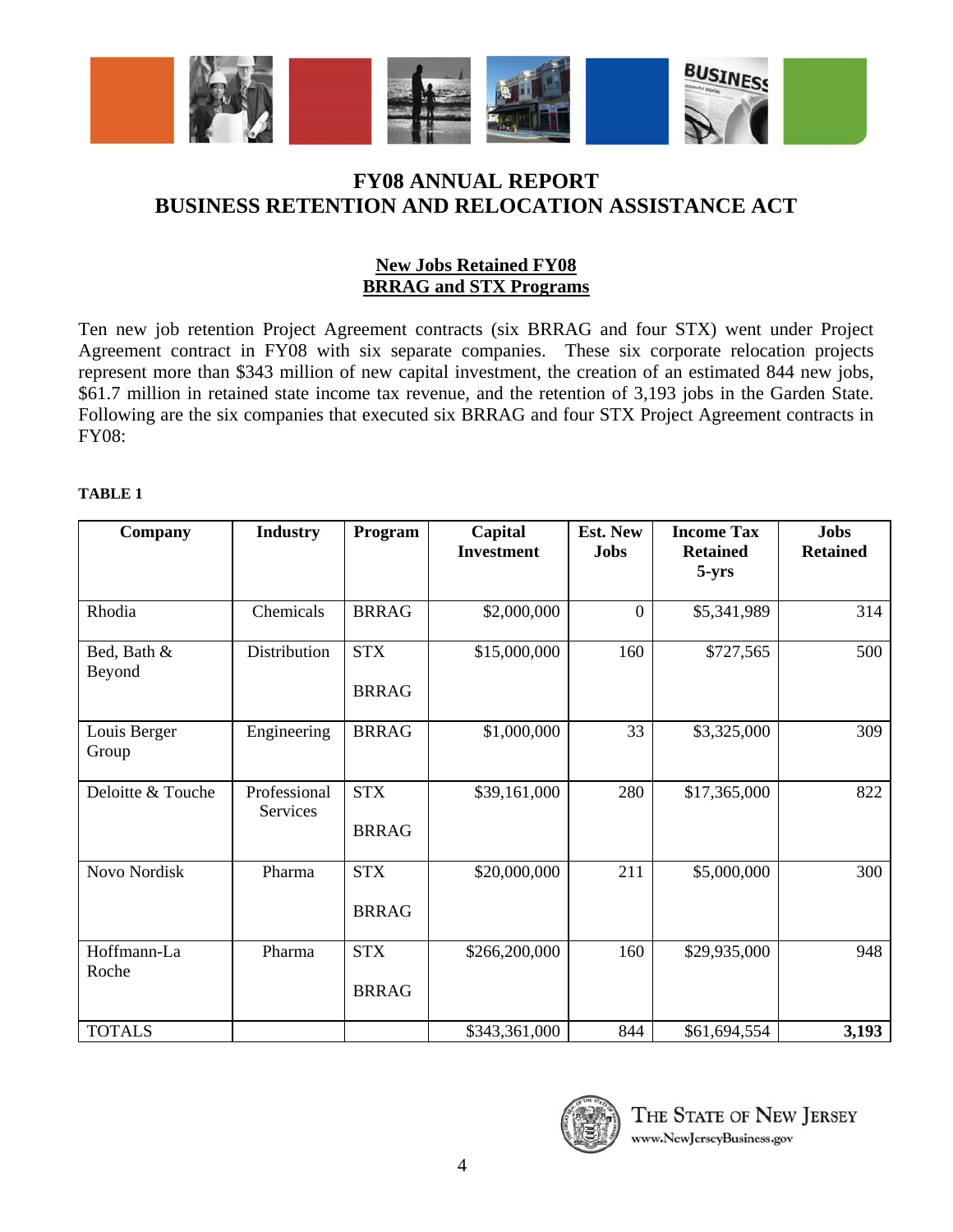# FY08 ANNUAL REPORT
# BUSINESS RETENTION AND RELOCATION ASSISTANCE ACT

## New Jobs Retained FY08
## BRRAG and STX Programs

Ten new job retention Project Agreement contracts (six BRRAG and four STX) went under Project Agreement contract in FY08 with six separate companies. These six corporate relocation projects represent more than $343 million of new capital investment, the creation of an estimated 844 new jobs, $61.7 million in retained state income tax revenue, and the retention of 3,193 jobs in the Garden State. Following are the six companies that executed six BRRAG and four STX Project Agreement contracts in FY08:

**TABLE 1**

| Company | Industry | Program | Capital Investment | Est. New Jobs | Income Tax Retained 5-yrs | Jobs Retained |
|---|---|---|---|---|---|---|
| Rhodia | Chemicals | BRRAG | $2,000,000 | 0 | $5,341,989 | 314 |
| Bed, Bath & Beyond | Distribution | STX<br>BRRAG | $15,000,000 | 160 | $727,565 | 500 |
| Louis Berger Group | Engineering | BRRAG | $1,000,000 | 33 | $3,325,000 | 309 |
| Deloitte & Touche | Professional Services | STX<br>BRRAG | $39,161,000 | 280 | $17,365,000 | 822 |
| Novo Nordisk | Pharma | STX<br>BRRAG | $20,000,000 | 211 | $5,000,000 | 300 |
| Hoffmann-La Roche | Pharma | STX<br>BRRAG | $266,200,000 | 160 | $29,935,000 | 948 |
| TOTALS | | | $343,361,000 | 844 | $61,694,554 | **3,193** |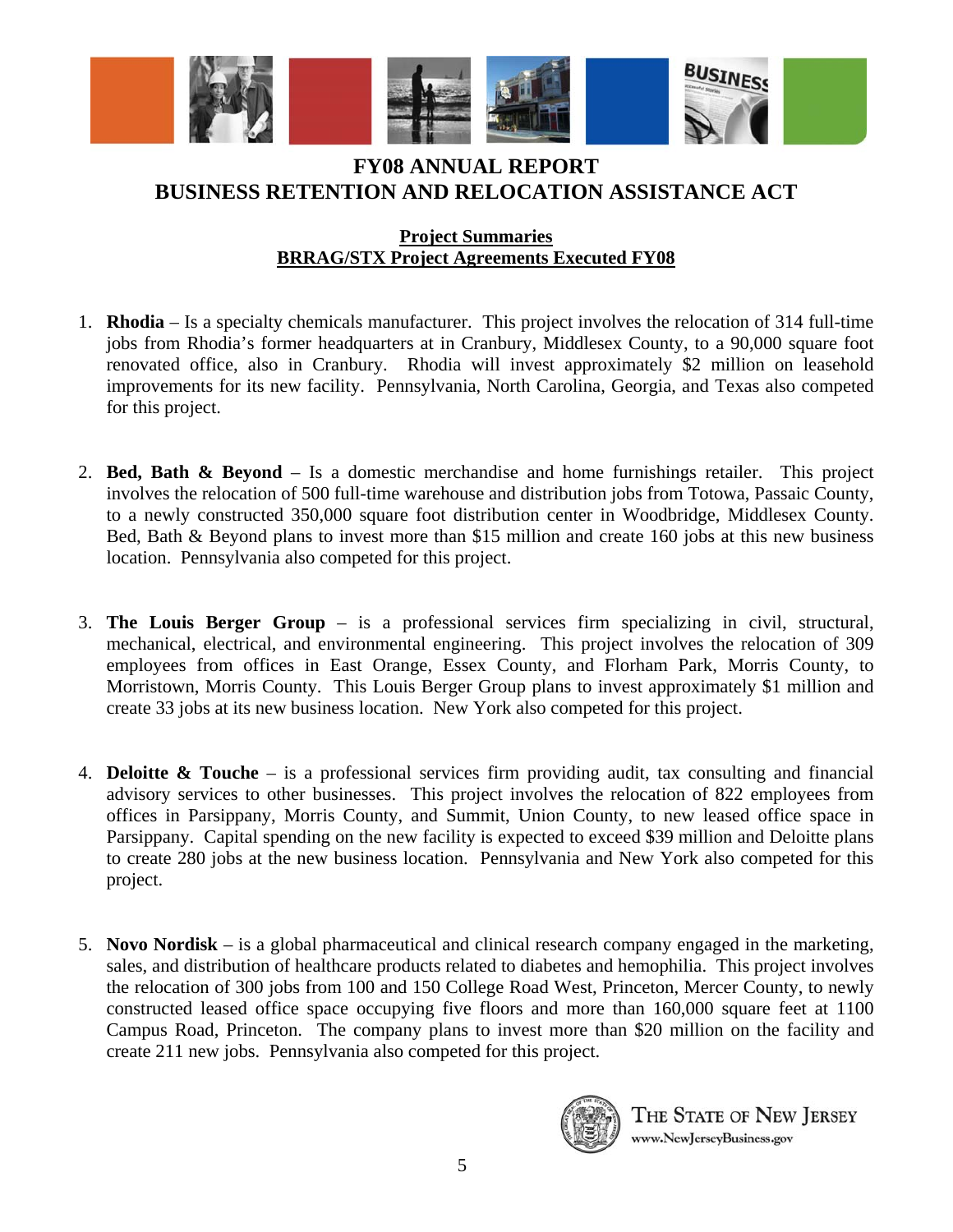# FY08 ANNUAL REPORT
# BUSINESS RETENTION AND RELOCATION ASSISTANCE ACT

## Project Summaries
## BRRAG/STX Project Agreements Executed FY08

1. **Rhodia** – Is a specialty chemicals manufacturer. This project involves the relocation of 314 full-time jobs from Rhodia's former headquarters at in Cranbury, Middlesex County, to a 90,000 square foot renovated office, also in Cranbury. Rhodia will invest approximately $2 million on leasehold improvements for its new facility. Pennsylvania, North Carolina, Georgia, and Texas also competed for this project.

2. **Bed, Bath & Beyond** – Is a domestic merchandise and home furnishings retailer. This project involves the relocation of 500 full-time warehouse and distribution jobs from Totowa, Passaic County, to a newly constructed 350,000 square foot distribution center in Woodbridge, Middlesex County. Bed, Bath & Beyond plans to invest more than $15 million and create 160 jobs at this new business location. Pennsylvania also competed for this project.

3. **The Louis Berger Group** – is a professional services firm specializing in civil, structural, mechanical, electrical, and environmental engineering. This project involves the relocation of 309 employees from offices in East Orange, Essex County, and Florham Park, Morris County, to Morristown, Morris County. This Louis Berger Group plans to invest approximately $1 million and create 33 jobs at its new business location. New York also competed for this project.

4. **Deloitte & Touche** – is a professional services firm providing audit, tax consulting and financial advisory services to other businesses. This project involves the relocation of 822 employees from offices in Parsippany, Morris County, and Summit, Union County, to new leased office space in Parsippany. Capital spending on the new facility is expected to exceed $39 million and Deloitte plans to create 280 jobs at the new business location. Pennsylvania and New York also competed for this project.

5. **Novo Nordisk** – is a global pharmaceutical and clinical research company engaged in the marketing, sales, and distribution of healthcare products related to diabetes and hemophilia. This project involves the relocation of 300 jobs from 100 and 150 College Road West, Princeton, Mercer County, to newly constructed leased office space occupying five floors and more than 160,000 square feet at 1100 Campus Road, Princeton. The company plans to invest more than $20 million on the facility and create 211 new jobs. Pennsylvania also competed for this project.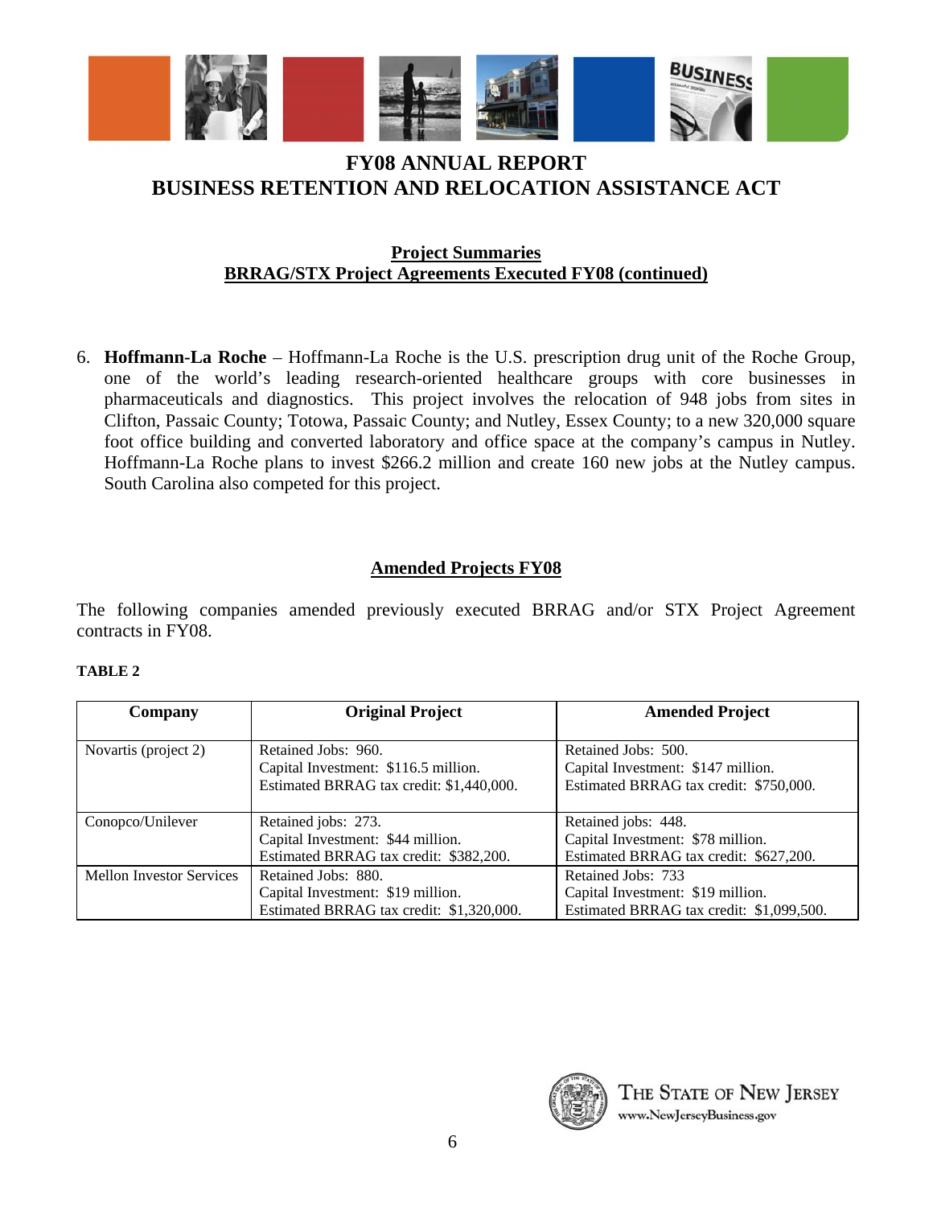# FY08 ANNUAL REPORT
# BUSINESS RETENTION AND RELOCATION ASSISTANCE ACT

## Project Summaries
## BRRAG/STX Project Agreements Executed FY08 (continued)

6. **Hoffmann-La Roche** – Hoffmann-La Roche is the U.S. prescription drug unit of the Roche Group, one of the world's leading research-oriented healthcare groups with core businesses in pharmaceuticals and diagnostics. This project involves the relocation of 948 jobs from sites in Clifton, Passaic County; Totowa, Passaic County; and Nutley, Essex County; to a new 320,000 square foot office building and converted laboratory and office space at the company's campus in Nutley. Hoffmann-La Roche plans to invest $266.2 million and create 160 new jobs at the Nutley campus. South Carolina also competed for this project.

## Amended Projects FY08

The following companies amended previously executed BRRAG and/or STX Project Agreement contracts in FY08.

**TABLE 2**

| Company | Original Project | Amended Project |
|---|---|---|
| Novartis (project 2) | Retained Jobs: 960.<br>Capital Investment: $116.5 million.<br>Estimated BRRAG tax credit: $1,440,000. | Retained Jobs: 500.<br>Capital Investment: $147 million.<br>Estimated BRRAG tax credit: $750,000. |
| Conopco/Unilever | Retained jobs: 273.<br>Capital Investment: $44 million.<br>Estimated BRRAG tax credit: $382,200. | Retained jobs: 448.<br>Capital Investment: $78 million.<br>Estimated BRRAG tax credit: $627,200. |
| Mellon Investor Services | Retained Jobs: 880.<br>Capital Investment: $19 million.<br>Estimated BRRAG tax credit: $1,320,000. | Retained Jobs: 733<br>Capital Investment: $19 million.<br>Estimated BRRAG tax credit: $1,099,500. |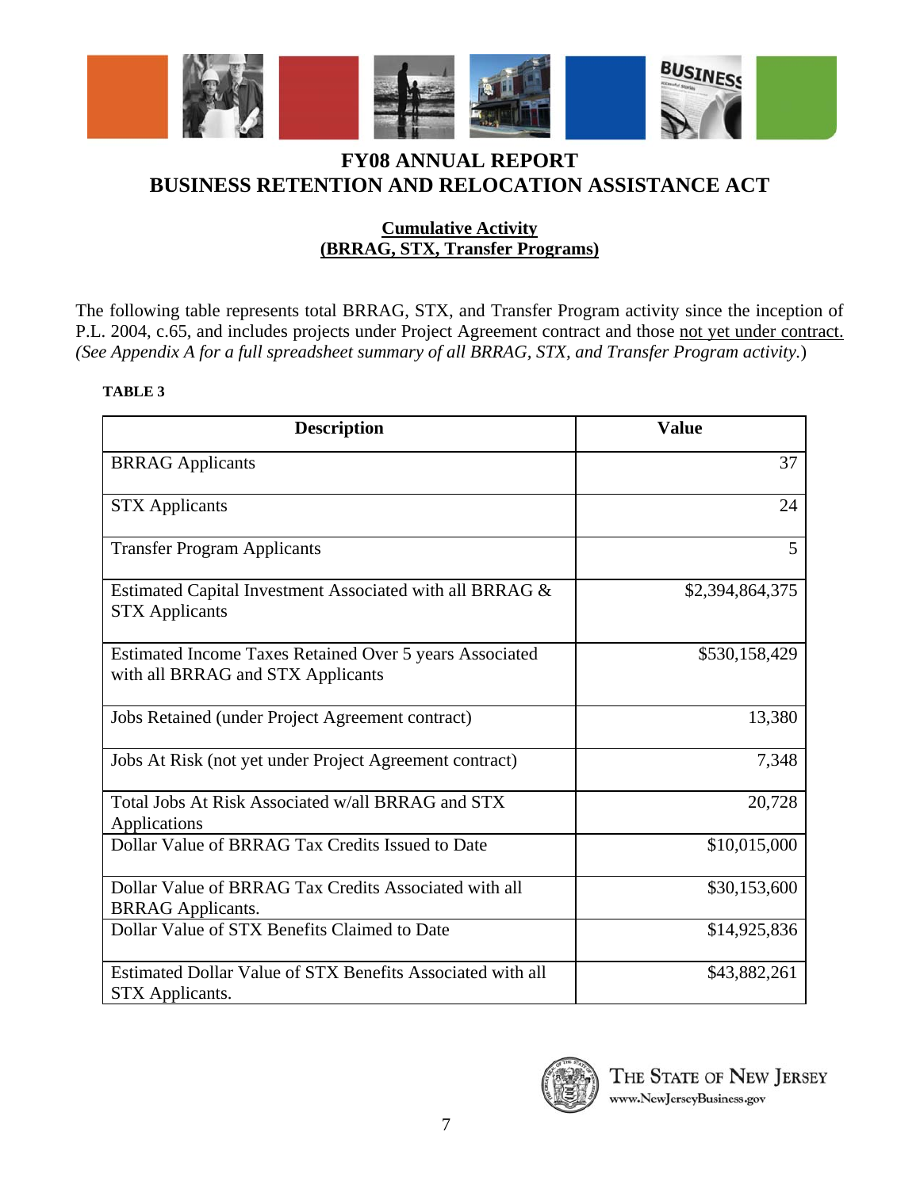# FY08 ANNUAL REPORT
# BUSINESS RETENTION AND RELOCATION ASSISTANCE ACT

## Cumulative Activity (BRRAG, STX, Transfer Programs)

The following table represents total BRRAG, STX, and Transfer Program activity since the inception of P.L. 2004, c.65, and includes projects under Project Agreement contract and those not yet under contract. *(See Appendix A for a full spreadsheet summary of all BRRAG, STX, and Transfer Program activity.)*

**TABLE 3**

| Description | Value |
|---|---|
| BRRAG Applicants | 37 |
| STX Applicants | 24 |
| Transfer Program Applicants | 5 |
| Estimated Capital Investment Associated with all BRRAG & STX Applicants | $2,394,864,375 |
| Estimated Income Taxes Retained Over 5 years Associated with all BRRAG and STX Applicants | $530,158,429 |
| Jobs Retained (under Project Agreement contract) | 13,380 |
| Jobs At Risk (not yet under Project Agreement contract) | 7,348 |
| Total Jobs At Risk Associated w/all BRRAG and STX Applications | 20,728 |
| Dollar Value of BRRAG Tax Credits Issued to Date | $10,015,000 |
| Dollar Value of BRRAG Tax Credits Associated with all BRRAG Applicants. | $30,153,600 |
| Dollar Value of STX Benefits Claimed to Date | $14,925,836 |
| Estimated Dollar Value of STX Benefits Associated with all STX Applicants. | $43,882,261 |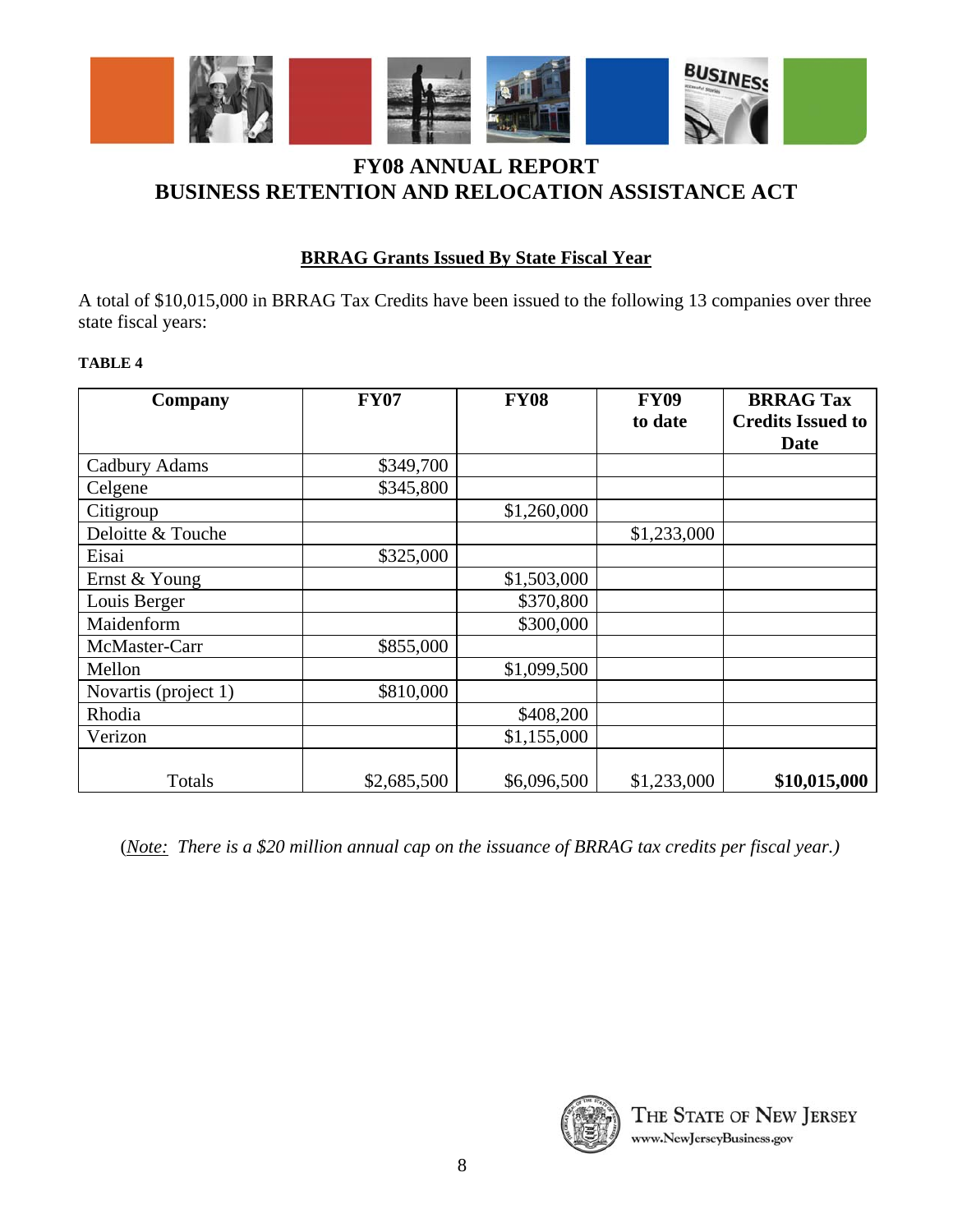# FY08 ANNUAL REPORT
# BUSINESS RETENTION AND RELOCATION ASSISTANCE ACT

## BRRAG Grants Issued By State Fiscal Year

A total of $10,015,000 in BRRAG Tax Credits have been issued to the following 13 companies over three state fiscal years:

**TABLE 4**

| Company | FY07 | FY08 | FY09 to date | BRRAG Tax Credits Issued to Date |
|---|---|---|---|---|
| Cadbury Adams | $349,700 | | | |
| Celgene | $345,800 | | | |
| Citigroup | | $1,260,000 | | |
| Deloitte & Touche | | | $1,233,000 | |
| Eisai | $325,000 | | | |
| Ernst & Young | | $1,503,000 | | |
| Louis Berger | | $370,800 | | |
| Maidenform | | $300,000 | | |
| McMaster-Carr | $855,000 | | | |
| Mellon | | $1,099,500 | | |
| Novartis (project 1) | $810,000 | | | |
| Rhodia | | $408,200 | | |
| Verizon | | $1,155,000 | | |
| Totals | $2,685,500 | $6,096,500 | $1,233,000 | **$10,015,000** |

(*Note: There is a $20 million annual cap on the issuance of BRRAG tax credits per fiscal year.)*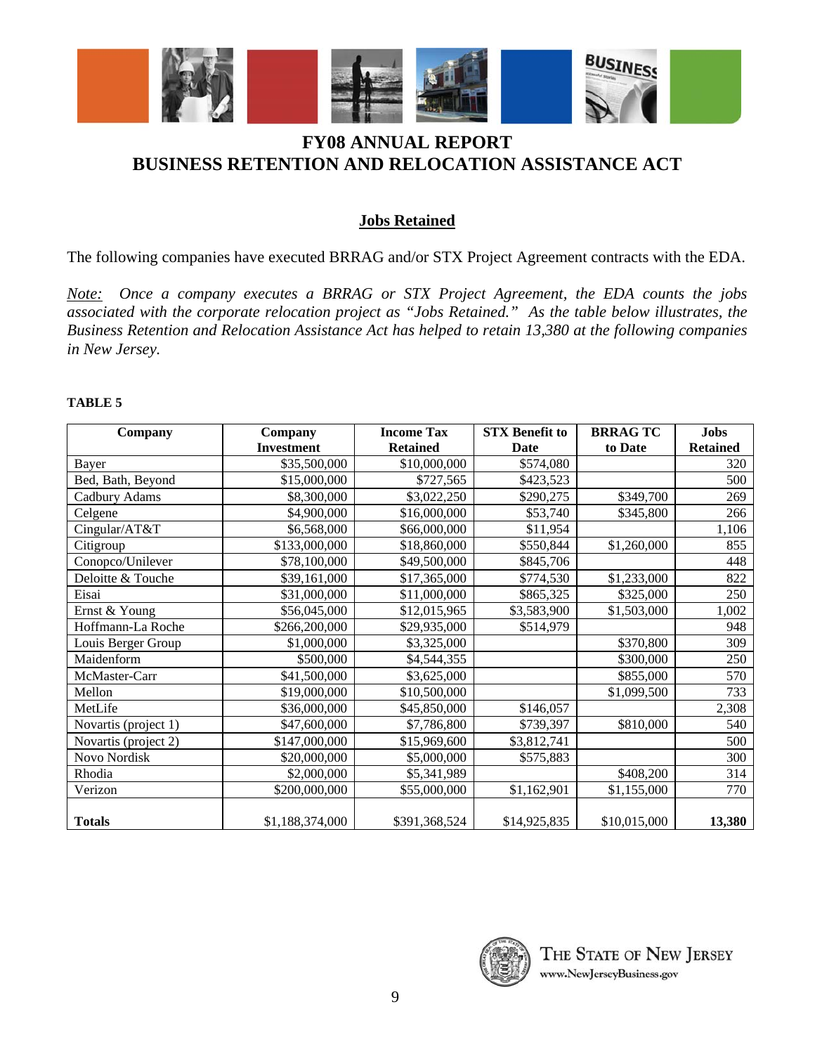# FY08 ANNUAL REPORT
# BUSINESS RETENTION AND RELOCATION ASSISTANCE ACT

## Jobs Retained

The following companies have executed BRRAG and/or STX Project Agreement contracts with the EDA.

*Note: Once a company executes a BRRAG or STX Project Agreement, the EDA counts the jobs associated with the corporate relocation project as "Jobs Retained." As the table below illustrates, the Business Retention and Relocation Assistance Act has helped to retain 13,380 at the following companies in New Jersey.*

**TABLE 5**

| Company | Company Investment | Income Tax Retained | STX Benefit to Date | BRRAG TC to Date | Jobs Retained |
|---|---|---|---|---|---|
| Bayer | $35,500,000 | $10,000,000 | $574,080 | | 320 |
| Bed, Bath, Beyond | $15,000,000 | $727,565 | $423,523 | | 500 |
| Cadbury Adams | $8,300,000 | $3,022,250 | $290,275 | $349,700 | 269 |
| Celgene | $4,900,000 | $16,000,000 | $53,740 | $345,800 | 266 |
| Cingular/AT&T | $6,568,000 | $66,000,000 | $11,954 | | 1,106 |
| Citigroup | $133,000,000 | $18,860,000 | $550,844 | $1,260,000 | 855 |
| Conopco/Unilever | $78,100,000 | $49,500,000 | $845,706 | | 448 |
| Deloitte & Touche | $39,161,000 | $17,365,000 | $774,530 | $1,233,000 | 822 |
| Eisai | $31,000,000 | $11,000,000 | $865,325 | $325,000 | 250 |
| Ernst & Young | $56,045,000 | $12,015,965 | $3,583,900 | $1,503,000 | 1,002 |
| Hoffmann-La Roche | $266,200,000 | $29,935,000 | $514,979 | | 948 |
| Louis Berger Group | $1,000,000 | $3,325,000 | | $370,800 | 309 |
| Maidenform | $500,000 | $4,544,355 | | $300,000 | 250 |
| McMaster-Carr | $41,500,000 | $3,625,000 | | $855,000 | 570 |
| Mellon | $19,000,000 | $10,500,000 | | $1,099,500 | 733 |
| MetLife | $36,000,000 | $45,850,000 | $146,057 | | 2,308 |
| Novartis (project 1) | $47,600,000 | $7,786,800 | $739,397 | $810,000 | 540 |
| Novartis (project 2) | $147,000,000 | $15,969,600 | $3,812,741 | | 500 |
| Novo Nordisk | $20,000,000 | $5,000,000 | $575,883 | | 300 |
| Rhodia | $2,000,000 | $5,341,989 | | $408,200 | 314 |
| Verizon | $200,000,000 | $55,000,000 | $1,162,901 | $1,155,000 | 770 |
| **Totals** | $1,188,374,000 | $391,368,524 | $14,925,835 | $10,015,000 | **13,380** |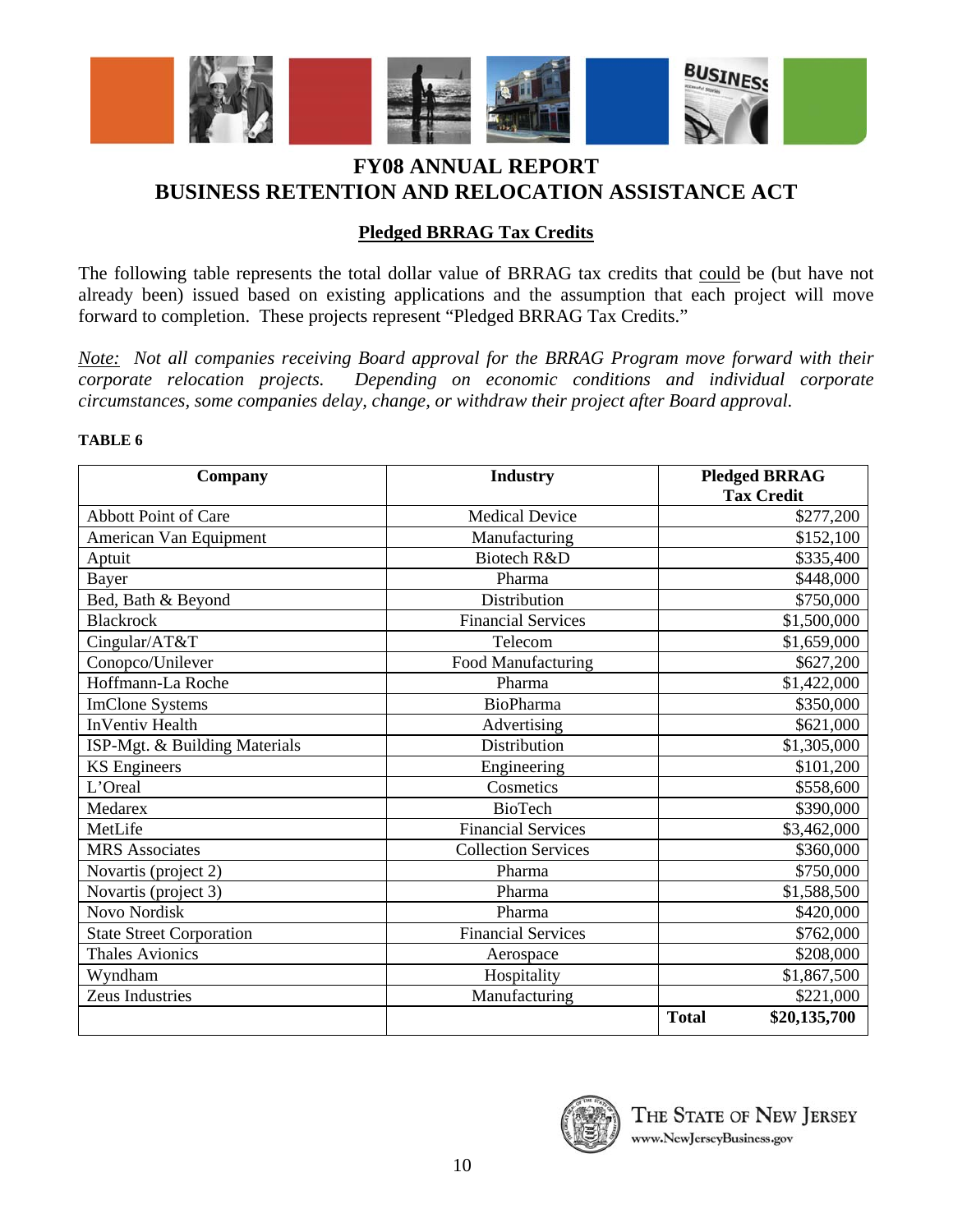# FY08 ANNUAL REPORT
# BUSINESS RETENTION AND RELOCATION ASSISTANCE ACT

## Pledged BRRAG Tax Credits

The following table represents the total dollar value of BRRAG tax credits that could be (but have not already been) issued based on existing applications and the assumption that each project will move forward to completion. These projects represent "Pledged BRRAG Tax Credits."

*Note: Not all companies receiving Board approval for the BRRAG Program move forward with their corporate relocation projects. Depending on economic conditions and individual corporate circumstances, some companies delay, change, or withdraw their project after Board approval.*

**TABLE 6**

| Company | Industry | Pledged BRRAG Tax Credit |
|---|---|---|
| Abbott Point of Care | Medical Device | $277,200 |
| American Van Equipment | Manufacturing | $152,100 |
| Aptuit | Biotech R&D | $335,400 |
| Bayer | Pharma | $448,000 |
| Bed, Bath & Beyond | Distribution | $750,000 |
| Blackrock | Financial Services | $1,500,000 |
| Cingular/AT&T | Telecom | $1,659,000 |
| Conopco/Unilever | Food Manufacturing | $627,200 |
| Hoffmann-La Roche | Pharma | $1,422,000 |
| ImClone Systems | BioPharma | $350,000 |
| InVentiv Health | Advertising | $621,000 |
| ISP-Mgt. & Building Materials | Distribution | $1,305,000 |
| KS Engineers | Engineering | $101,200 |
| L'Oreal | Cosmetics | $558,600 |
| Medarex | BioTech | $390,000 |
| MetLife | Financial Services | $3,462,000 |
| MRS Associates | Collection Services | $360,000 |
| Novartis (project 2) | Pharma | $750,000 |
| Novartis (project 3) | Pharma | $1,588,500 |
| Novo Nordisk | Pharma | $420,000 |
| State Street Corporation | Financial Services | $762,000 |
| Thales Avionics | Aerospace | $208,000 |
| Wyndham | Hospitality | $1,867,500 |
| Zeus Industries | Manufacturing | $221,000 |
| | | **Total $20,135,700** |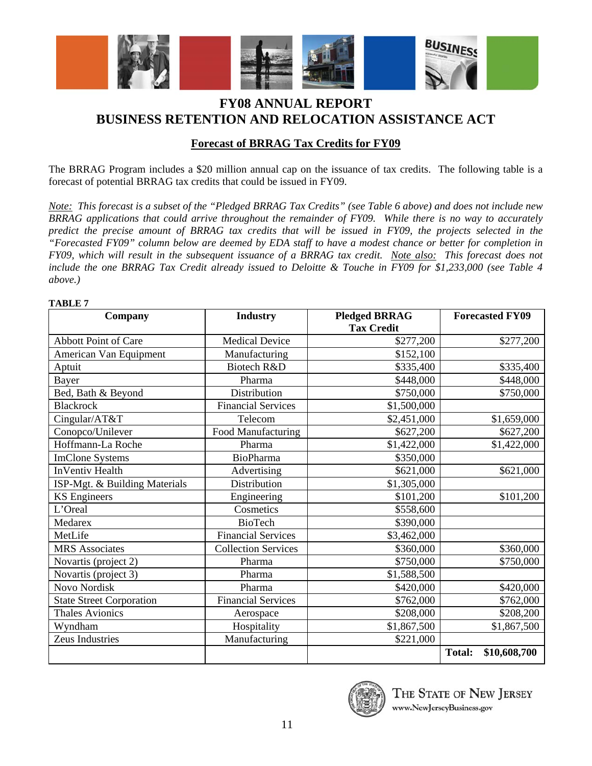# FY08 ANNUAL REPORT
# BUSINESS RETENTION AND RELOCATION ASSISTANCE ACT

## Forecast of BRRAG Tax Credits for FY09

The BRRAG Program includes a $20 million annual cap on the issuance of tax credits. The following table is a forecast of potential BRRAG tax credits that could be issued in FY09.

*Note: This forecast is a subset of the "Pledged BRRAG Tax Credits" (see Table 6 above) and does not include new BRRAG applications that could arrive throughout the remainder of FY09. While there is no way to accurately predict the precise amount of BRRAG tax credits that will be issued in FY09, the projects selected in the "Forecasted FY09" column below are deemed by EDA staff to have a modest chance or better for completion in FY09, which will result in the subsequent issuance of a BRRAG tax credit. Note also: This forecast does not include the one BRRAG Tax Credit already issued to Deloitte & Touche in FY09 for $1,233,000 (see Table 4 above.)*

**TABLE 7**

| Company | Industry | Pledged BRRAG Tax Credit | Forecasted FY09 |
|---|---|---|---|
| Abbott Point of Care | Medical Device | $277,200 | $277,200 |
| American Van Equipment | Manufacturing | $152,100 | |
| Aptuit | Biotech R&D | $335,400 | $335,400 |
| Bayer | Pharma | $448,000 | $448,000 |
| Bed, Bath & Beyond | Distribution | $750,000 | $750,000 |
| Blackrock | Financial Services | $1,500,000 | |
| Cingular/AT&T | Telecom | $2,451,000 | $1,659,000 |
| Conopco/Unilever | Food Manufacturing | $627,200 | $627,200 |
| Hoffmann-La Roche | Pharma | $1,422,000 | $1,422,000 |
| ImClone Systems | BioPharma | $350,000 | |
| InVentiv Health | Advertising | $621,000 | $621,000 |
| ISP-Mgt. & Building Materials | Distribution | $1,305,000 | |
| KS Engineers | Engineering | $101,200 | $101,200 |
| L'Oreal | Cosmetics | $558,600 | |
| Medarex | BioTech | $390,000 | |
| MetLife | Financial Services | $3,462,000 | |
| MRS Associates | Collection Services | $360,000 | $360,000 |
| Novartis (project 2) | Pharma | $750,000 | $750,000 |
| Novartis (project 3) | Pharma | $1,588,500 | |
| Novo Nordisk | Pharma | $420,000 | $420,000 |
| State Street Corporation | Financial Services | $762,000 | $762,000 |
| Thales Avionics | Aerospace | $208,000 | $208,200 |
| Wyndham | Hospitality | $1,867,500 | $1,867,500 |
| Zeus Industries | Manufacturing | $221,000 | |
| | | | **Total: $10,608,700** |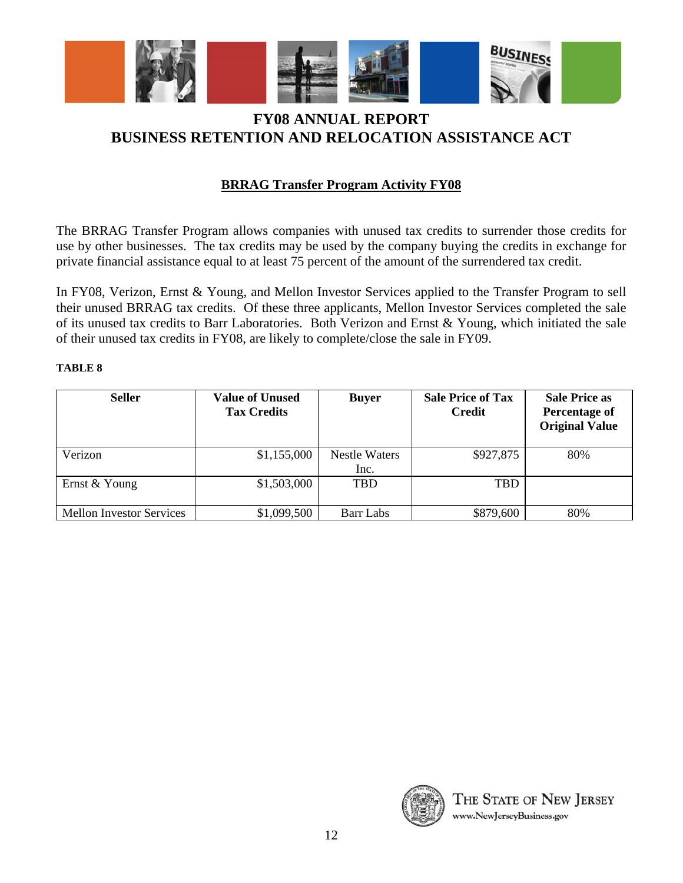# FY08 ANNUAL REPORT
# BUSINESS RETENTION AND RELOCATION ASSISTANCE ACT

## BRRAG Transfer Program Activity FY08

The BRRAG Transfer Program allows companies with unused tax credits to surrender those credits for use by other businesses. The tax credits may be used by the company buying the credits in exchange for private financial assistance equal to at least 75 percent of the amount of the surrendered tax credit.

In FY08, Verizon, Ernst & Young, and Mellon Investor Services applied to the Transfer Program to sell their unused BRRAG tax credits. Of these three applicants, Mellon Investor Services completed the sale of its unused tax credits to Barr Laboratories. Both Verizon and Ernst & Young, which initiated the sale of their unused tax credits in FY08, are likely to complete/close the sale in FY09.

**TABLE 8**

| Seller | Value of Unused Tax Credits | Buyer | Sale Price of Tax Credit | Sale Price as Percentage of Original Value |
|---|---|---|---|---|
| Verizon | $1,155,000 | Nestle Waters Inc. | $927,875 | 80% |
| Ernst & Young | $1,503,000 | TBD | TBD | |
| Mellon Investor Services | $1,099,500 | Barr Labs | $879,600 | 80% |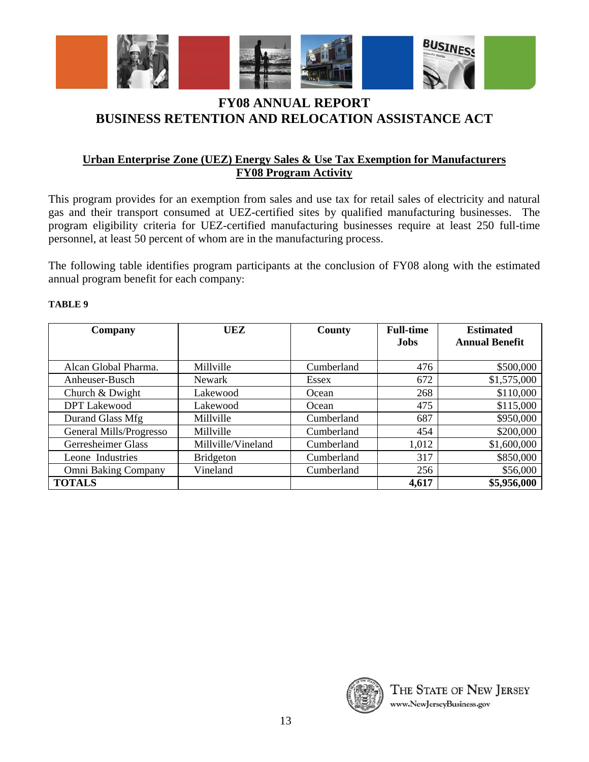# FY08 ANNUAL REPORT
# BUSINESS RETENTION AND RELOCATION ASSISTANCE ACT

## Urban Enterprise Zone (UEZ) Energy Sales & Use Tax Exemption for Manufacturers FY08 Program Activity

This program provides for an exemption from sales and use tax for retail sales of electricity and natural gas and their transport consumed at UEZ-certified sites by qualified manufacturing businesses. The program eligibility criteria for UEZ-certified manufacturing businesses require at least 250 full-time personnel, at least 50 percent of whom are in the manufacturing process.

The following table identifies program participants at the conclusion of FY08 along with the estimated annual program benefit for each company:

**TABLE 9**

| Company | UEZ | County | Full-time Jobs | Estimated Annual Benefit |
|---|---|---|---|---|
| Alcan Global Pharma. | Millville | Cumberland | 476 | $500,000 |
| Anheuser-Busch | Newark | Essex | 672 | $1,575,000 |
| Church & Dwight | Lakewood | Ocean | 268 | $110,000 |
| DPT Lakewood | Lakewood | Ocean | 475 | $115,000 |
| Durand Glass Mfg | Millville | Cumberland | 687 | $950,000 |
| General Mills/Progresso | Millville | Cumberland | 454 | $200,000 |
| Gerresheimer Glass | Millville/Vineland | Cumberland | 1,012 | $1,600,000 |
| Leone Industries | Bridgeton | Cumberland | 317 | $850,000 |
| Omni Baking Company | Vineland | Cumberland | 256 | $56,000 |
| **TOTALS** | | | **4,617** | **$5,956,000** |

THE STATE OF NEW JERSEY
www.NewJerseyBusiness.gov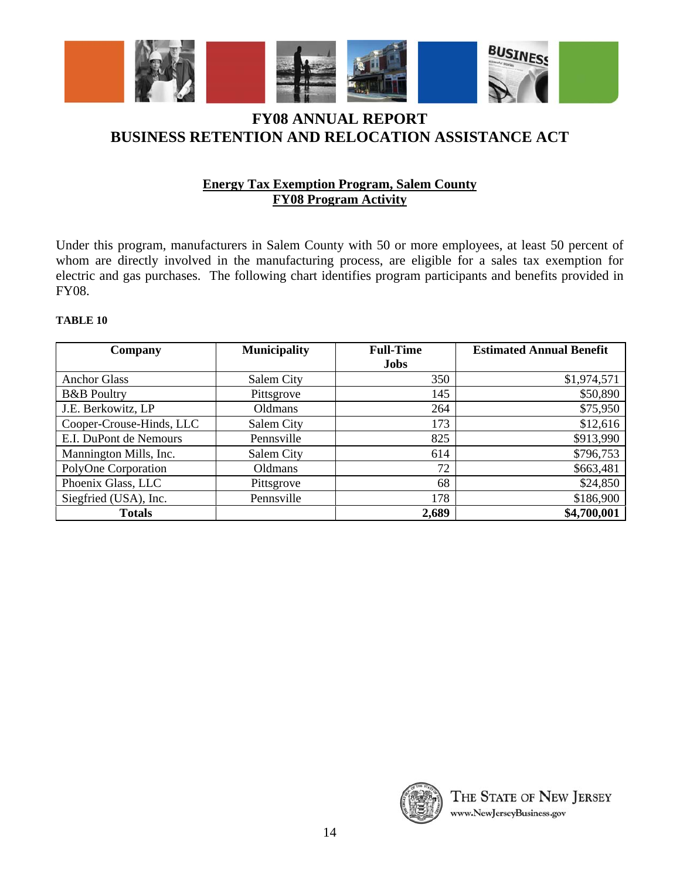# FY08 ANNUAL REPORT
# BUSINESS RETENTION AND RELOCATION ASSISTANCE ACT

## Energy Tax Exemption Program, Salem County
## FY08 Program Activity

Under this program, manufacturers in Salem County with 50 or more employees, at least 50 percent of whom are directly involved in the manufacturing process, are eligible for a sales tax exemption for electric and gas purchases. The following chart identifies program participants and benefits provided in FY08.

**TABLE 10**

| Company | Municipality | Full-Time Jobs | Estimated Annual Benefit |
|---|---|---|---|
| Anchor Glass | Salem City | 350 | $1,974,571 |
| B&B Poultry | Pittsgrove | 145 | $50,890 |
| J.E. Berkowitz, LP | Oldmans | 264 | $75,950 |
| Cooper-Crouse-Hinds, LLC | Salem City | 173 | $12,616 |
| E.I. DuPont de Nemours | Pennsville | 825 | $913,990 |
| Mannington Mills, Inc. | Salem City | 614 | $796,753 |
| PolyOne Corporation | Oldmans | 72 | $663,481 |
| Phoenix Glass, LLC | Pittsgrove | 68 | $24,850 |
| Siegfried (USA), Inc. | Pennsville | 178 | $186,900 |
| **Totals** | | **2,689** | **$4,700,001** |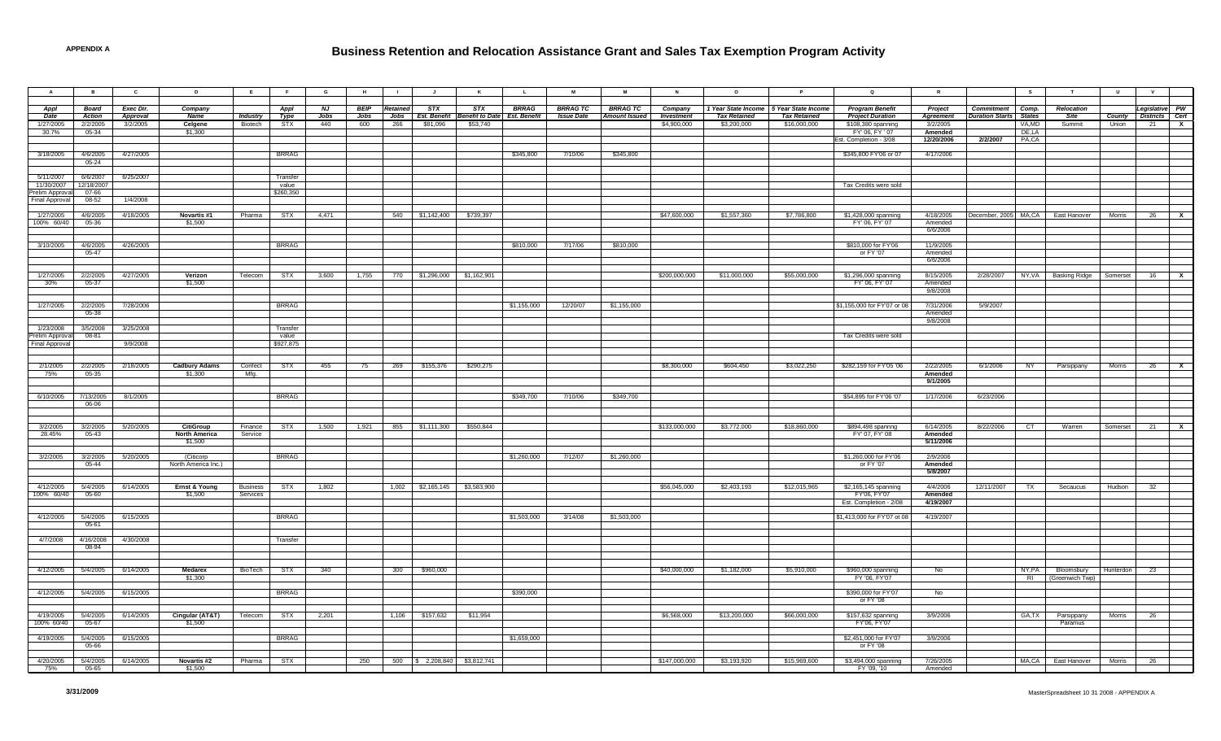APPENDIX A

# Business Retention and Relocation Assistance Grant and Sales Tax Exemption Program Activity

| A | B | C | D | E | F | G | H | I | J | K | L | M | M | N | O | P | Q | R | | S | T | U | V | |
|---|---|---|---|---|---|---|---|---|---|---|---|---|---|---|---|---|---|---|---|---|---|---|---|---|
| Appl Date | Board Action | Exec Dir. Approval | Company Name | Industry | Appl Type | NJ Jobs | BEIP Jobs | Retained Jobs | STX Est. Benefit | STX Benefit to Date | BRRAG Est. Benefit | BRRAG TC Issue Date | BRRAG TC Amount Issued | Company Investment | 1 Year State Income Tax Retained | 5 Year State Income Tax Retained | Program Benefit Project Duration | Project Agreement | Commitment Duration Starts | Comp. States | Relocation Site | County | Legislative Districts | PW Cert |
| 1/27/2005 | 2/2/2005 | 3/2/2005 | **Celgene** | Biotech | STX | 440 | 600 | 266 | $81,096 | $53,740 | | | | $4,900,000 | $3,200,000 | $16,000,000 | $108,380 spanning | 3/2/2005 | | VA,MD | Summit | Union | 21 | X |
| 30.7% | 05-34 | | $1,300 | | | | | | | | | | | | | | FY' 06, FY ' 07 | **Amended** | | DE,LA | | | | |
| | | | | | | | | | | | | | | | | | Est. Completion - 3/08 | **12/20/2006** | **2/2/2007** | PA,CA | | | | |
| 3/18/2005 | 4/6/2005 | 4/27/2005 | | | BRRAG | | | | | | $345,800 | 7/10/06 | $345,800 | | | | $345,800 FY'06 or 07 | 4/17/2006 | | | | | | |
| | 05-24 | | | | | | | | | | | | | | | | | | | | | | | |
| 5/11/2007 | 6/6/2007 | 6/25/2007 | | | Transfer | | | | | | | | | | | | | | | | | | | |
| 11/30/2007 | 12/18/2007 | | | | value | | | | | | | | | | | | Tax Credits were sold | | | | | | | |
| Prelim Approval | 07-66 | | | | $260,350 | | | | | | | | | | | | | | | | | | | |
| Final Approval | 08-52 | 1/4/2008 | | | | | | | | | | | | | | | | | | | | | | |
| 1/27/2005 | 4/6/2005 | 4/18/2005 | **Novartis #1** | Pharma | STX | 4,471 | | 540 | $1,142,400 | $739,397 | | | | $47,600,000 | $1,557,360 | $7,786,800 | $1,428,000 spanning | 4/18/2005 | December, 2005 | MA,CA | East Hanover | Morris | 26 | X |
| 100% 60/40 | 05-36 | | $1,500 | | | | | | | | | | | | | | FY' 06, FY' 07 | Amended | | | | | | |
| | | | | | | | | | | | | | | | | | | 6/6/2006 | | | | | | |
| 3/10/2005 | 4/6/2005 | 4/26/2005 | | | BRRAG | | | | | | $810,000 | 7/17/06 | $810,000 | | | | $810,000 for FY'06 | 11/9/2005 | | | | | | |
| | 05-47 | | | | | | | | | | | | | | | | or FY '07 | Amended | | | | | | |
| | | | | | | | | | | | | | | | | | | 6/6/2006 | | | | | | |
| 1/27/2005 | 2/2/2005 | 4/27/2005 | **Verizon** | Telecom | STX | 3,600 | 1,755 | 770 | $1,296,000 | $1,162,901 | | | | $200,000,000 | $11,000,000 | $55,000,000 | $1,296,000 spanning | 8/15/2005 | 2/28/2007 | NY,VA | Basking Ridge | Somerset | 16 | X |
| 30% | 05-37 | | $1,500 | | | | | | | | | | | | | | FY' 06, FY' 07 | Amended | | | | | | |
| | | | | | | | | | | | | | | | | | | 9/8/2008 | | | | | | |
| 1/27/2005 | 2/2/2005 | 7/28/2006 | | | BRRAG | | | | | | $1,155,000 | 12/20/07 | $1,155,000 | | | | $1,155,000 for FY'07 or 08 | 7/31/2006 | 5/9/2007 | | | | | |
| | 05-38 | | | | | | | | | | | | | | | | | Amended | | | | | | |
| | | | | | | | | | | | | | | | | | | 9/8/2008 | | | | | | |
| 1/23/2008 | 3/5/2008 | 3/25/2008 | | | Transfer | | | | | | | | | | | | | | | | | | | |
| Prelim Approval | 08-81 | | | | value | | | | | | | | | | | | Tax Credits were sold | | | | | | | |
| Final Approval | | 9/9/2008 | | | $927,875 | | | | | | | | | | | | | | | | | | | |
| 2/1/2005 | 2/2/2005 | 2/18/2005 | **Cadbury Adams** | Confect | STX | 455 | 75 | 269 | $155,376 | $290,275 | | | | $8,300,000 | $604,450 | $3,022,250 | $282,159 for FY'05 '06 | 2/22/2005 | 6/1/2006 | NY | Parsippany | Morris | 26 | X |
| 75% | 05-35 | | $1,300 | Mfg. | | | | | | | | | | | | | | **Amended** | | | | | | |
| | | | | | | | | | | | | | | | | | | **9/1/2005** | | | | | | |
| 6/10/2005 | 7/13/2005 | 8/1/2005 | | | BRRAG | | | | | | $349,700 | 7/10/06 | $349,700 | | | | $54,895 for FY'06 '07 | 1/17/2006 | 6/23/2006 | | | | | |
| | 06-06 | | | | | | | | | | | | | | | | | | | | | | | |
| 3/2/2005 | 3/2/2005 | 5/20/2005 | **CitiGroup** | Finance | STX | 1,500 | 1,921 | 855 | $1,111,300 | $550,844 | | | | $133,000,000 | $3,772,000 | $18,860,000 | $894,498 spannng | 6/14/2005 | 8/22/2006 | CT | Warren | Somerset | 21 | X |
| 28.45% | 05-43 | | **North America** | Service | | | | | | | | | | | | | FY' 07, FY' 08 | **Amended** | | | | | | |
| | | | $1,500 | | | | | | | | | | | | | | | **5/11/2006** | | | | | | |
| 3/2/2005 | 3/2/2005 | 5/20/2005 | (Citicorp | | BRRAG | | | | | | $1,260,000 | 7/12/07 | $1,260,000 | | | | $1,260,000 for FY'06 | 2/9/2006 | | | | | | |
| | 05-44 | | North America Inc.) | | | | | | | | | | | | | | or FY '07 | **Amended** | | | | | | |
| | | | | | | | | | | | | | | | | | | **5/8/2007** | | | | | | |
| 4/12/2005 | 5/4/2005 | 6/14/2005 | **Ernst & Young** | Business | STX | 1,802 | | 1,002 | $2,165,145 | $3,583,900 | | | | $56,045,000 | $2,403,193 | $12,015,965 | $2,165,145 spanning | 4/4/2006 | 12/11/2007 | TX | Secaucus | Hudson | 32 | |
| 100% 60/40 | 05-60 | | $1,500 | Services | | | | | | | | | | | | | FY'06, FY'07 | **Amended** | | | | | | |
| | | | | | | | | | | | | | | | | | Est. Completion - 2/08 | **4/19/2007** | | | | | | |
| 4/12/2005 | 5/4/2005 | 6/15/2005 | | | BRRAG | | | | | | $1,503,000 | 3/14/08 | $1,503,000 | | | | $1,413,000 for FY'07 ot 08 | 4/19/2007 | | | | | | |
| | 05-61 | | | | | | | | | | | | | | | | | | | | | | | |
| 4/7/2008 | 4/16/2008 | 4/30/2008 | | | Transfer | | | | | | | | | | | | | | | | | | | |
| | 08-94 | | | | | | | | | | | | | | | | | | | | | | | |
| 4/12/2005 | 5/4/2005 | 6/14/2005 | **Medarex** | BioTech | STX | 340 | | 300 | $960,000 | | | | | $40,000,000 | $1,182,000 | $5,910,000 | $960,000 spanning | No | | NY,PA | Bloomsbury | Hunterdon | 23 | |
| | | | $1,300 | | | | | | | | | | | | | | FY '06, FY'07 | | | RI | (Greenwich Twp) | | | |
| 4/12/2005 | 5/4/2005 | 6/15/2005 | | | BRRAG | | | | | | $390,000 | | | | | | $390,000 for FY'07 | No | | | | | | |
| | | | | | | | | | | | | | | | | | or FY '08 | | | | | | | |
| 4/19/2005 | 5/4/2005 | 6/14/2005 | **Cingular (AT&T)** | Telecom | STX | 2,201 | | 1,106 | $157,632 | $11,954 | | | | $6,568,000 | $13,200,000 | $66,000,000 | $157,632 spanning | 3/9/2006 | | GA,TX | Parsippany | Morris | 26 | |
| 100% 60/40 | 05-67 | | $1,500 | | | | | | | | | | | | | | FY'06, FY'07 | | | | Paramus | | | |
| 4/19/2005 | 5/4/2005 | 6/15/2005 | | | BRRAG | | | | | | $1,659,000 | | | | | | $2,451,000 for FY'07 | 3/9/2006 | | | | | | |
| | 05-66 | | | | | | | | | | | | | | | | or FY '08 | | | | | | | |
| 4/20/2005 | 5/4/2005 | 6/14/2005 | **Novartis #2** | Pharma | STX | | 250 | 500 | $ 2,208,840 | $3,812,741 | | | | $147,000,000 | $3,193,920 | $15,969,600 | $3,494,000 spanning | 7/26/2005 | | MA,CA | East Hanover | Morris | 26 | |
| 75% | 05-65 | | $1,500 | | | | | | | | | | | | | | FY '09, '10 | Amended | | | | | | |

3/31/2009

MasterSpreadsheet 10 31 2008 - APPENDIX A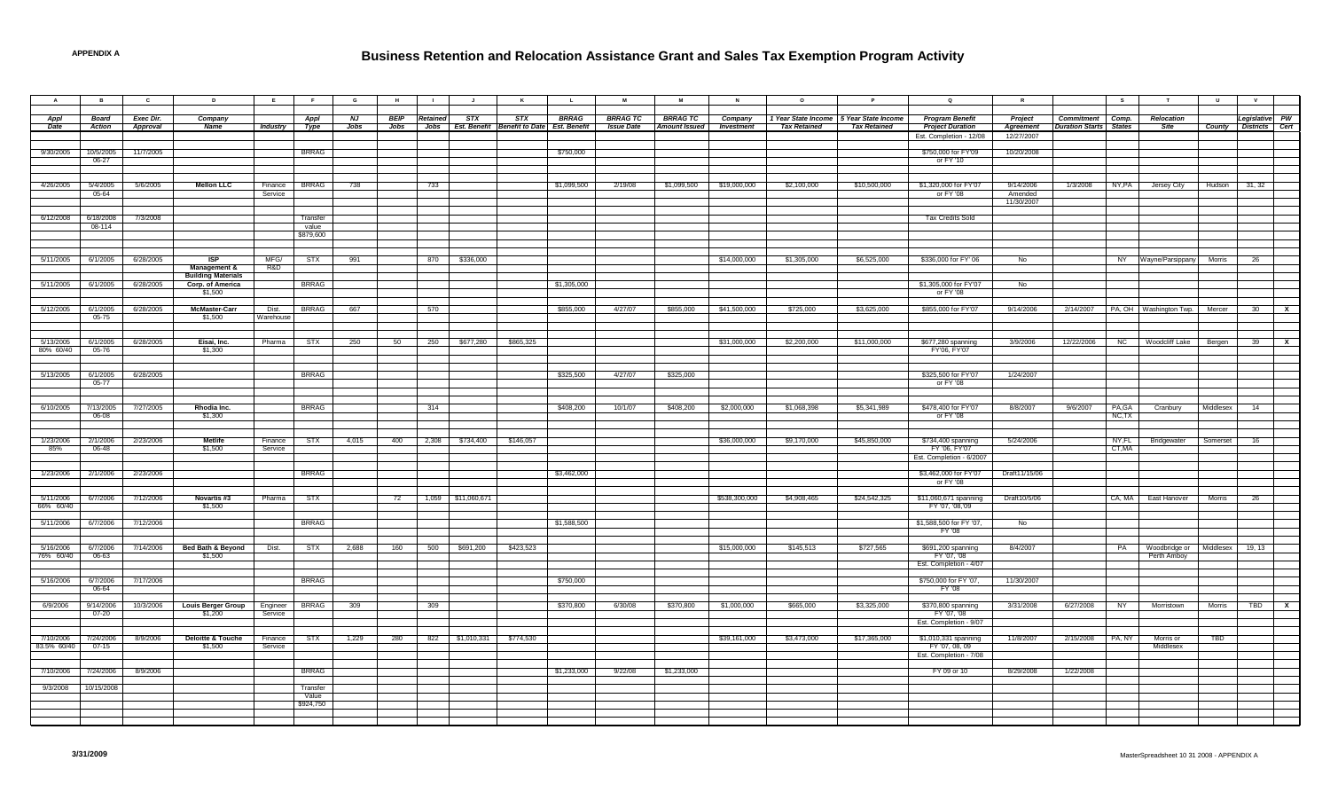**APPENDIX A**

# Business Retention and Relocation Assistance Grant and Sales Tax Exemption Program Activity

| A | B | C | D | E | F | G | H | I | J | K | L | M | M | N | O | P | Q | R | | S | T | U | V | |
|---|---|---|---|---|---|---|---|---|---|---|---|---|---|---|---|---|---|---|---|---|---|---|---|---|
| Appl Date | Board Action | Exec Dir. Approval | Company Name | Industry | Appl Type | NJ Jobs | BEIP Jobs | Retained Jobs | STX Est. Benefit | STX Benefit to Date | BRRAG Est. Benefit | BRRAG TC Issue Date | BRRAG TC Amount Issued | Company Investment | 1 Year State Income Tax Retained | 5 Year State Income Tax Retained | Program Benefit Project Duration | Project Agreement | Commitment Duration Starts | Comp. States | Relocation Site | County | Legislative Districts | PW Cert |
| | | | | | | | | | | | | | | | | | Est. Completion - 12/08 | 12/27/2007 | | | | | | |
| 9/30/2005 | 10/5/2005 06-27 | 11/7/2005 | | | BRRAG | | | | | | $750,000 | | | | | | $750,000 for FY'09 or FY '10 | 10/20/2008 | | | | | | |
| 4/26/2005 | 5/4/2005 05-64 | 5/6/2005 | **Mellon LLC** | Finance Service | BRRAG | 738 | | 733 | | | $1,099,500 | 2/19/08 | $1,099,500 | $19,000,000 | $2,100,000 | $10,500,000 | $1,320,000 for FY'07 or FY '08 | 9/14/2006 Amended 11/30/2007 | 1/3/2008 | NY,PA | Jersey City | Hudson | 31, 32 | |
| 6/12/2008 | 6/18/2008 08-114 | 7/3/2008 | | | Transfer value $879,600 | | | | | | | | | | | | Tax Credits Sold | | | | | | | |
| 5/11/2005 | 6/1/2005 | 6/28/2005 | **ISP Management & Building Materials** | MFG/ R&D | STX | 991 | | 870 | $336,000 | | | | | $14,000,000 | $1,305,000 | $6,525,000 | $336,000 for FY' 06 | No | | NY | Wayne/Parsippany | Morris | 26 | |
| 5/11/2005 | 6/1/2005 | 6/28/2005 | **Corp. of America** $1,500 | | BRRAG | | | | | | $1,305,000 | | | | | | $1,305,000 for FY'07 or FY '08 | No | | | | | | |
| 5/12/2005 | 6/1/2005 05-75 | 6/28/2005 | **McMaster-Carr** $1,500 | Dist. Warehouse | BRRAG | 667 | | 570 | | | $855,000 | 4/27/07 | $855,000 | $41,500,000 | $725,000 | $3,625,000 | $855,000 for FY'07 | 9/14/2006 | 2/14/2007 | PA, OH | Washington Twp. | Mercer | 30 | X |
| 5/13/2005 80% 60/40 | 6/1/2005 05-76 | 6/28/2005 | **Eisai, Inc.** $1,300 | Pharma | STX | 250 | 50 | 250 | $677,280 | $865,325 | | | | $31,000,000 | $2,200,000 | $11,000,000 | $677,280 spanning FY'06, FY'07 | 3/9/2006 | 12/22/2006 | NC | Woodcliff Lake | Bergen | 39 | X |
| 5/13/2005 | 6/1/2005 05-77 | 6/28/2005 | | | BRRAG | | | | | | $325,500 | 4/27/07 | $325,000 | | | | $325,500 for FY'07 or FY '08 | 1/24/2007 | | | | | | |
| 6/10/2005 | 7/13/2005 06-08 | 7/27/2005 | **Rhodia Inc.** $1,300 | | BRRAG | | | 314 | | | $408,200 | 10/1/07 | $408,200 | $2,000,000 | $1,068,398 | $5,341,989 | $478,400 for FY'07 or FY '08 | 8/8/2007 | 9/6/2007 | PA,GA NC,TX | Cranbury | Middlesex | 14 | |
| 1/23/2006 85% | 2/1/2006 06-48 | 2/23/2006 | **Metlife** $1,500 | Finance Service | STX | 4,015 | 400 | 2,308 | $734,400 | $146,057 | | | | $36,000,000 | $9,170,000 | $45,850,000 | $734,400 spanning FY '06, FY'07 Est. Completion - 6/2007 | 5/24/2006 | | NY,FL CT,MA | Bridgewater | Somerset | 16 | |
| 1/23/2006 | 2/1/2006 | 2/23/2006 | | | BRRAG | | | | | | $3,462,000 | | | | | | $3,462,000 for FY'07 or FY '08 | Draft11/15/06 | | | | | | |
| 5/11/2006 66% 60/40 | 6/7/2006 | 7/12/2006 | **Novartis #3** $1,500 | Pharma | STX | | 72 | 1,059 | $11,060,671 | | | | | $538,300,000 | $4,908,465 | $24,542,325 | $11,060,671 spanning FY '07, '08,'09 | Draft10/5/06 | | CA, MA | East Hanover | Morris | 26 | |
| 5/11/2006 | 6/7/2006 | 7/12/2006 | | | BRRAG | | | | | | $1,588,500 | | | | | | $1,588,500 for FY '07, FY '08 | No | | | | | | |
| 5/16/2006 76% 60/40 | 6/7/2006 06-63 | 7/14/2006 | **Bed Bath & Beyond** $1,500 | Dist. | STX | 2,688 | 160 | 500 | $691,200 | $423,523 | | | | $15,000,000 | $145,513 | $727,565 | $691,200 spanning FY '07, '08 Est. Completion - 4/07 | 8/4/2007 | | PA | Woodbridge or Perth Amboy | Middlesex | 19, 13 | |
| 5/16/2006 | 6/7/2006 06-64 | 7/17/2006 | | | BRRAG | | | | | | $750,000 | | | | | | $750,000 for FY '07, FY '08 | 11/30/2007 | | | | | | |
| 6/9/2006 | 9/14/2006 07-20 | 10/3/2006 | **Louis Berger Group** $1,200 | Engineer Service | BRRAG | 309 | | 309 | | | $370,800 | 6/30/08 | $370,800 | $1,000,000 | $665,000 | $3,325,000 | $370,800 spanning FY '07, '08 Est. Completion - 9/07 | 3/31/2008 | 6/27/2008 | NY | Morristown | Morris | TBD | X |
| 7/10/2006 83.5% 60/40 | 7/24/2006 07-15 | 8/9/2006 | **Deloitte & Touche** $1,500 | Finance Service | STX | 1,229 | 280 | 822 | $1,010,331 | $774,530 | | | | $39,161,000 | $3,473,000 | $17,365,000 | $1,010,331 spanning FY '07, 08, 09 Est. Completion - 7/08 | 11/8/2007 | 2/15/2008 | PA, NY | Morris or Middlesex | TBD | | |
| 7/10/2006 | 7/24/2006 | 8/9/2006 | | | BRRAG | | | | | | $1,233,000 | 9/22/08 | $1,233,000 | | | | FY 09 or 10 | 8/29/2008 | 1/22/2008 | | | | | |
| 9/3/2008 | 10/15/2008 | | | | Transfer Value $924,750 | | | | | | | | | | | | | | | | | | | |

3/31/2009 — MasterSpreadsheet 10 31 2008 - APPENDIX A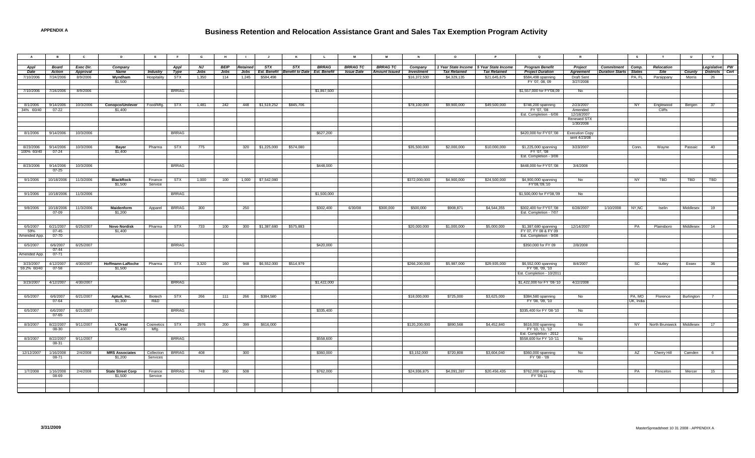**APPENDIX A**

# Business Retention and Relocation Assistance Grant and Sales Tax Exemption Program Activity

| A | B | C | D | E | F | G | H | I | J | K | L | M | M | N | O | P | Q | R | | S | T | U | V | |
|---|---|---|---|---|---|---|---|---|---|---|---|---|---|---|---|---|---|---|---|---|---|---|---|---|
| *Appl Date* | *Board Action* | *Exec Dir. Approval* | *Company Name* | *Industry* | *Appl Type* | *NJ Jobs* | *BEIP Jobs* | *Retained Jobs* | *STX Est. Benefit* | *STX Benefit to Date* | *BRRAG Est. Benefit* | *BRRAG TC Issue Date* | *BRRAG TC Amount Issued* | *Company Investment* | *1 Year State Income Tax Retained* | *5 Year State Income Tax Retained* | *Program Benefit Project Duration* | *Project Agreement* | *Commitment Duration Starts* | *Comp. States* | *Relocation Site* | *County* | *Legislative Districts* | *PW Cert* |
| 7/10/2006 | 7/24/2006 | 8/9/2006 | **Wyndham** $1,500 | Hospitality | STX | 1,350 | 114 | 1,245 | $584,498 | | | | | $16,372,500 | $4,329,135 | $21,645,675 | $584,498 spanning FY '07, 08, 09 | Draft Sent 3/27/2008 | | PA, FL | Parsippany | Morris | 26 | |
| 7/10/2006 | 7/24/2006 | 8/9/2006 | | | BRRAG | | | | | | $1,867,500 | | | | | | $1,557,000 for FY'08,09 | No | | | | | | |
| 8/1/2006 34% 60/40 | 9/14/2006 07-22 | 10/3/2006 | **Conopco/Unilever** $1,400 | Food/Mfg. | STX | 1,481 | 242 | 448 | $1,519,252 | $845,706 | | | | $78,100,000 | $9,900,000 | $49,500,000 | $746,200 spanning FY '07, '08 Est. Completion - 6/08 | 2/23/2007 Amended 12/18/2007 Renewed STX 1/30/2008 | | NY | Englewood Cliffs | Bergen | 37 | |
| 8/1/2006 | 9/14/2006 | 10/3/2006 | | | BRRAG | | | | | | $627,200 | | | | | | $420,000 for FY'07,'08 | Execution Copy sent 4/23/08 | | | | | | |
| 8/23/2006 100% 60/40 | 9/14/2006 07-24 | 10/3/2006 | **Bayer** $1,400 | Pharma | STX | 775 | | 320 | $1,225,000 | $574,080 | | | | $35,500,000 | $2,000,000 | $10,000,000 | $1,225,000 spanning FY '07, '08 Est. Completion - 3/08 | 3/23/2007 | | Conn. | Wayne | Passaic | 40 | |
| 8/23/2006 | 9/14/2006 07-25 | 10/3/2006 | | | BRRAG | | | | | | $448,000 | | | | | | $448,000 for FY'07,'08 | 3/4/2008 | | | | | | |
| 9/1/2006 | 10/18/2006 | 11/3/2006 | **BlackRock** $1,500 | Finance Service | STX | 1,000 | 100 | 1,000 | $7,542,080 | | | | | $372,000,000 | $4,900,000 | $24,500,000 | $4,900,000 spanning FY08,'09,'10 | No | | NY | TBD | TBD | TBD | |
| 9/1/2006 | 10/18/2006 | 11/3/2006 | | | BRRAG | | | | | | $1,500,000 | | | | | | $1,500,000 for FY'08,'09 | No | | | | | | |
| 9/8/2006 | 10/18/2006 07-09 | 11/3/2006 | **Maidenform** $1,200 | Apparel | BRRAG | 300 | | 250 | | | $302,400 | 6/30/08 | $300,000 | $500,000 | $908,871 | $4,544,355 | $302,400 for FY07,'08 Est. Completion - 7/07 | 6/28/2007 | 1/10/2008 | NY,NC | Iselin | Middlesex | 19 | |
| 6/5/2007 59% Amended App. | 6/21/2007 07-45 07-70 | 6/25/2007 | **Novo Nordisk** $1,400 | Pharma | STX | 733 | 100 | 300 | $1,387,680 | $575,883 | | | | $20,000,000 | $1,000,000 | $5,000,000 | $1,387,680 spanning FY 07, FY 08 & FY 09 Est. Completion - 9/08 | 12/14/2007 | | PA | Plainsboro | Middlesex | 14 | |
| 6/5/2007 Amended App. | 6/6/2007 07-44 07-71 | 6/25/2007 | | | BRRAG | | | | | | $420,000 | | | | | | $350,000 for FY 09 | 2/8/2008 | | | | | | |
| 3/23/2007 59.2% 60/40 | 4/12/2007 07-58 | 4/30/2007 | **Hoffmann-LaRoche** $1,500 | Pharma | STX | 3,320 | 160 | 948 | $6,552,000 | $514,979 | | | | $266,200,000 | $5,987,000 | $29,935,000 | $6,552,000 spanning FY '08, '09, '10 Est. Completion - 10/2011 | 8/4/2007 | | SC | Nutley | Essex | 36 | |
| 3/23/2007 | 4/12/2007 | 4/30/2007 | | | BRRAG | | | | | | $1,422,000 | | | | | | $1,422,000 for FY '08-'10 | 4/22/2008 | | | | | | |
| 6/5/2007 | 6/6/2007 07-64 | 6/21/2007 | **Aptuit, Inc.** $1,300 | Biotech R&D | STX | 266 | 111 | 266 | $384,580 | | | | | $18,000,000 | $725,000 | $3,625,000 | $384,580 spanning FY '08, '09, '10 | No | | PA, MO UK, India | Florence | Burlington | 7 | |
| 6/5/2007 | 6/6/2007 07-65 | 6/21/2007 | | | BRRAG | | | | | | $335,400 | | | | | | $335,400 for FY '08-'10 | No | | | | | | |
| 8/3/2007 | 8/22/2007 08-30 | 9/11/2007 | **L'Oreal** $1,400 | Cosmetics Mfg. | STX | 2976 | 200 | 399 | $616,000 | | | | | $120,200,000 | $890,568 | $4,452,840 | $616,000 spanning FY '10, '11, '12 Est. Completion - 2012 | No | | NY | North Brunswick | Middlesex | 17 | |
| 8/3/2007 | 8/22/2007 08-31 | 9/11/2007 | | | BRRAG | | | | | | $558,600 | | | | | | $558,600 for FY '10-'11 | No | | | | | | |
| 12/12/2007 | 1/16/2008 08-71 | 2/4/2008 | **MRS Associates** $1,200 | Collection Services | BRRAG | 408 | | 300 | | | $360,000 | | | $3,152,000 | $720,808 | $3,604,040 | $360,000 spanning FY '08 - '09 | No | | AZ | Cherry Hill | Camden | 6 | |
| 1/7/2008 | 1/16/2008 08-69 | 2/4/2008 | **State Street Corp** $1,500 | Finance Service | BRRAG | 748 | 350 | 508 | | | $762,000 | | | $24,936,875 | $4,091,287 | $20,456,435 | $762,000 spanning FY '09-11 | No | | PA | Princeton | Mercer | 15 | |

3/31/2009

MasterSpreadsheet 10 31 2008 - APPENDIX A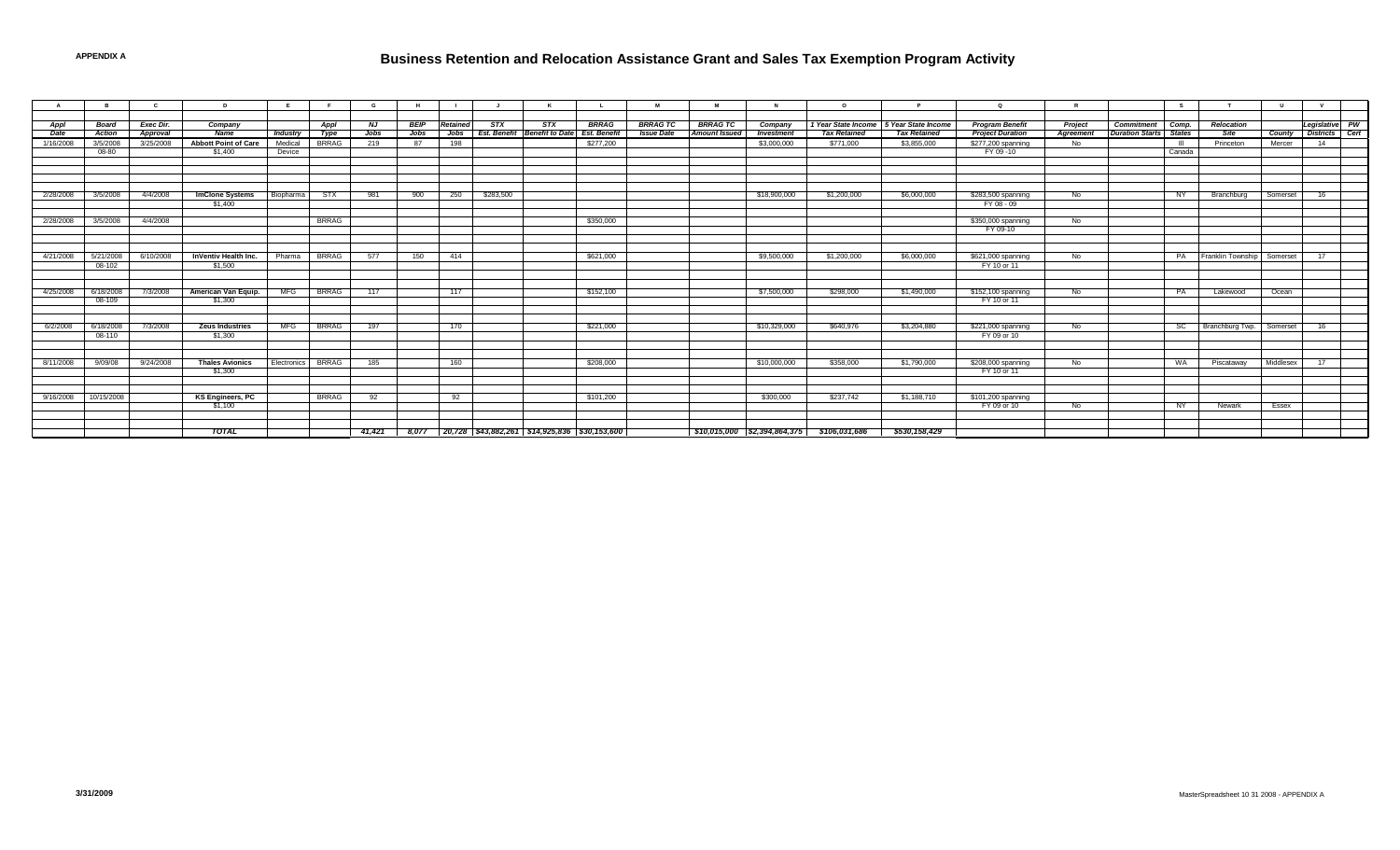**APPENDIX A**

# Business Retention and Relocation Assistance Grant and Sales Tax Exemption Program Activity

| A | B | C | D | E | F | G | H | I | J | K | L | M | M | N | O | P | Q | R | | S | T | U | V | |
|---|---|---|---|---|---|---|---|---|---|---|---|---|---|---|---|---|---|---|---|---|---|---|---|---|
| Appl Date | Board Action | Exec Dir. Approval | Company Name | Industry | Appl Type | NJ Jobs | BEIP Jobs | Retained Jobs | STX Est. Benefit | STX Benefit to Date | BRRAG Est. Benefit | BRRAG TC Issue Date | BRRAG TC Amount Issued | Company Investment | 1 Year State Income Tax Retained | 5 Year State Income Tax Retained | Program Benefit Project Duration | Project Agreement | Commitment Duration Starts | Comp. States | Relocation Site | County | Legislative Districts | PW Cert |
| 1/16/2008 | 3/5/2008 | 3/25/2008 | Abbott Point of Care | Medical | BRRAG | 219 | 87 | 198 | | | $277,200 | | | $3,000,000 | $771,000 | $3,855,000 | $277,200 spanning | No | | Ill | Princeton | Mercer | 14 | |
| | 08-80 | | $1,400 | Device | | | | | | | | | | | | | FY 09 -10 | | | Canada | | | | |
| 2/28/2008 | 3/5/2008 | 4/4/2008 | ImClone Systems | Biopharma | STX | 981 | 900 | 250 | $283,500 | | | | | $18,900,000 | $1,200,000 | $6,000,000 | $283,500 spanning | No | | NY | Branchburg | Somerset | 16 | |
| | | | $1,400 | | | | | | | | | | | | | | FY 08 - 09 | | | | | | | |
| 2/28/2008 | 3/5/2008 | 4/4/2008 | | | BRRAG | | | | | | $350,000 | | | | | | $350,000 spanning | No | | | | | | |
| | | | | | | | | | | | | | | | | | FY 09-10 | | | | | | | |
| 4/21/2008 | 5/21/2008 | 6/10/2008 | InVentiv Health Inc. | Pharma | BRRAG | 577 | 150 | 414 | | | $621,000 | | | $9,500,000 | $1,200,000 | $6,000,000 | $621,000 spanning | No | | PA | Franklin Township | Somerset | 17 | |
| | 08-102 | | $1,500 | | | | | | | | | | | | | | FY 10 or 11 | | | | | | | |
| 4/25/2008 | 6/18/2008 | 7/3/2008 | American Van Equip. | MFG | BRRAG | 117 | | 117 | | | $152,100 | | | $7,500,000 | $298,000 | $1,490,000 | $152,100 spanning | No | | PA | Lakewood | Ocean | | |
| | 08-109 | | $1,300 | | | | | | | | | | | | | | FY 10 or 11 | | | | | | | |
| 6/2/2008 | 6/18/2008 | 7/3/2008 | Zeus Industries | MFG | BRRAG | 197 | | 170 | | | $221,000 | | | $10,329,000 | $640,976 | $3,204,880 | $221,000 spanning | No | | SC | Branchburg Twp. | Somerset | 16 | |
| | 08-110 | | $1,300 | | | | | | | | | | | | | | FY 09 or 10 | | | | | | | |
| 8/11/2008 | 9/09/08 | 9/24/2008 | Thales Avionics | Electronics | BRRAG | 185 | | 160 | | | $208,000 | | | $10,000,000 | $358,000 | $1,790,000 | $208,000 spanning | No | | WA | Piscataway | Middlesex | 17 | |
| | | | $1,300 | | | | | | | | | | | | | | FY 10 or 11 | | | | | | | |
| 9/16/2008 | 10/15/2008 | | KS Engineers, PC | | BRRAG | 92 | | 92 | | | $101,200 | | | $300,000 | $237,742 | $1,188,710 | $101,200 spanning | | | | | | | |
| | | | $1,100 | | | | | | | | | | | | | | FY 09 or 10 | No | | NY | Newark | Essex | | |
| | | | TOTAL | | | 41,421 | 8,077 | 20,728 | $43,882,261 | $14,925,836 | $30,153,600 | | $10,015,000 | $2,394,864,375 | $106,031,686 | $530,158,429 | | | | | | | | |

3/31/2009

MasterSpreadsheet 10 31 2008 - APPENDIX A